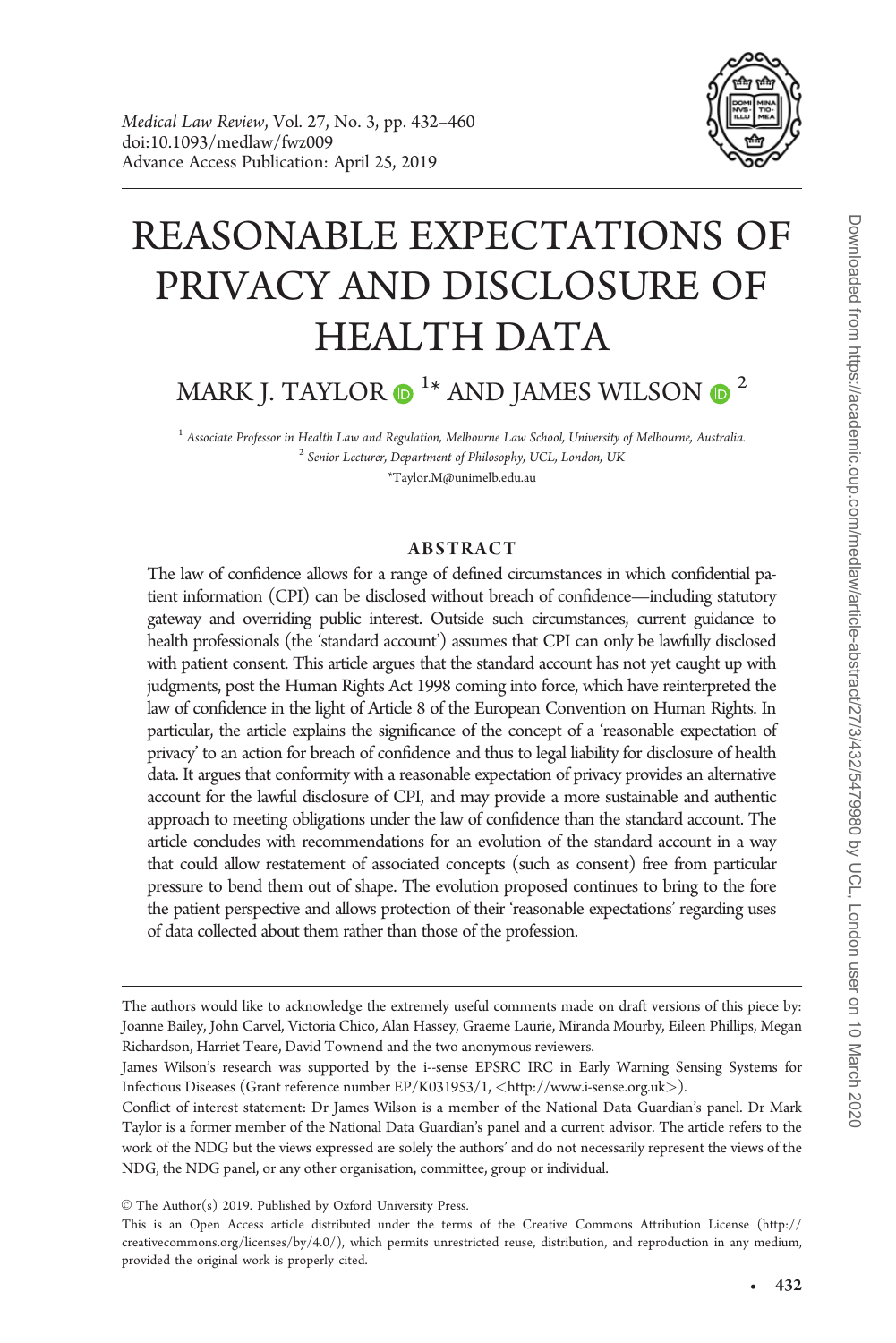# REASONABLE EXPECTATIONS OF PRIVACY AND DISCLOSURE OF HEALTH DATA

MARK J. TAYLOR [1]* AND JAMES WILSON [2]

[1] *Associate Professor in Health Law and Regulation, Melbourne Law School, University of Melbourne, Australia.*
[2] *Senior Lecturer, Department of Philosophy, UCL, London, UK*
*Taylor.M@unimelb.edu.au

## ABSTRACT

The law of confidence allows for a range of defined circumstances in which confidential patient information (CPI) can be disclosed without breach of confidence—including statutory gateway and overriding public interest. Outside such circumstances, current guidance to health professionals (the 'standard account') assumes that CPI can only be lawfully disclosed with patient consent. This article argues that the standard account has not yet caught up with judgments, post the Human Rights Act 1998 coming into force, which have reinterpreted the law of confidence in the light of Article 8 of the European Convention on Human Rights. In particular, the article explains the significance of the concept of a 'reasonable expectation of privacy' to an action for breach of confidence and thus to legal liability for disclosure of health data. It argues that conformity with a reasonable expectation of privacy provides an alternative account for the lawful disclosure of CPI, and may provide a more sustainable and authentic approach to meeting obligations under the law of confidence than the standard account. The article concludes with recommendations for an evolution of the standard account in a way that could allow restatement of associated concepts (such as consent) free from particular pressure to bend them out of shape. The evolution proposed continues to bring to the fore the patient perspective and allows protection of their 'reasonable expectations' regarding uses of data collected about them rather than those of the profession.

---

The authors would like to acknowledge the extremely useful comments made on draft versions of this piece by: Joanne Bailey, John Carvel, Victoria Chico, Alan Hassey, Graeme Laurie, Miranda Mourby, Eileen Phillips, Megan Richardson, Harriet Teare, David Townend and the two anonymous reviewers.

James Wilson's research was supported by the i--sense EPSRC IRC in Early Warning Sensing Systems for Infectious Diseases (Grant reference number EP/K031953/1, <http://www.i-sense.org.uk>).

Conflict of interest statement: Dr James Wilson is a member of the National Data Guardian's panel. Dr Mark Taylor is a former member of the National Data Guardian's panel and a current advisor. The article refers to the work of the NDG but the views expressed are solely the authors' and do not necessarily represent the views of the NDG, the NDG panel, or any other organisation, committee, group or individual.

© The Author(s) 2019. Published by Oxford University Press.

This is an Open Access article distributed under the terms of the Creative Commons Attribution License (http://creativecommons.org/licenses/by/4.0/), which permits unrestricted reuse, distribution, and reproduction in any medium, provided the original work is properly cited.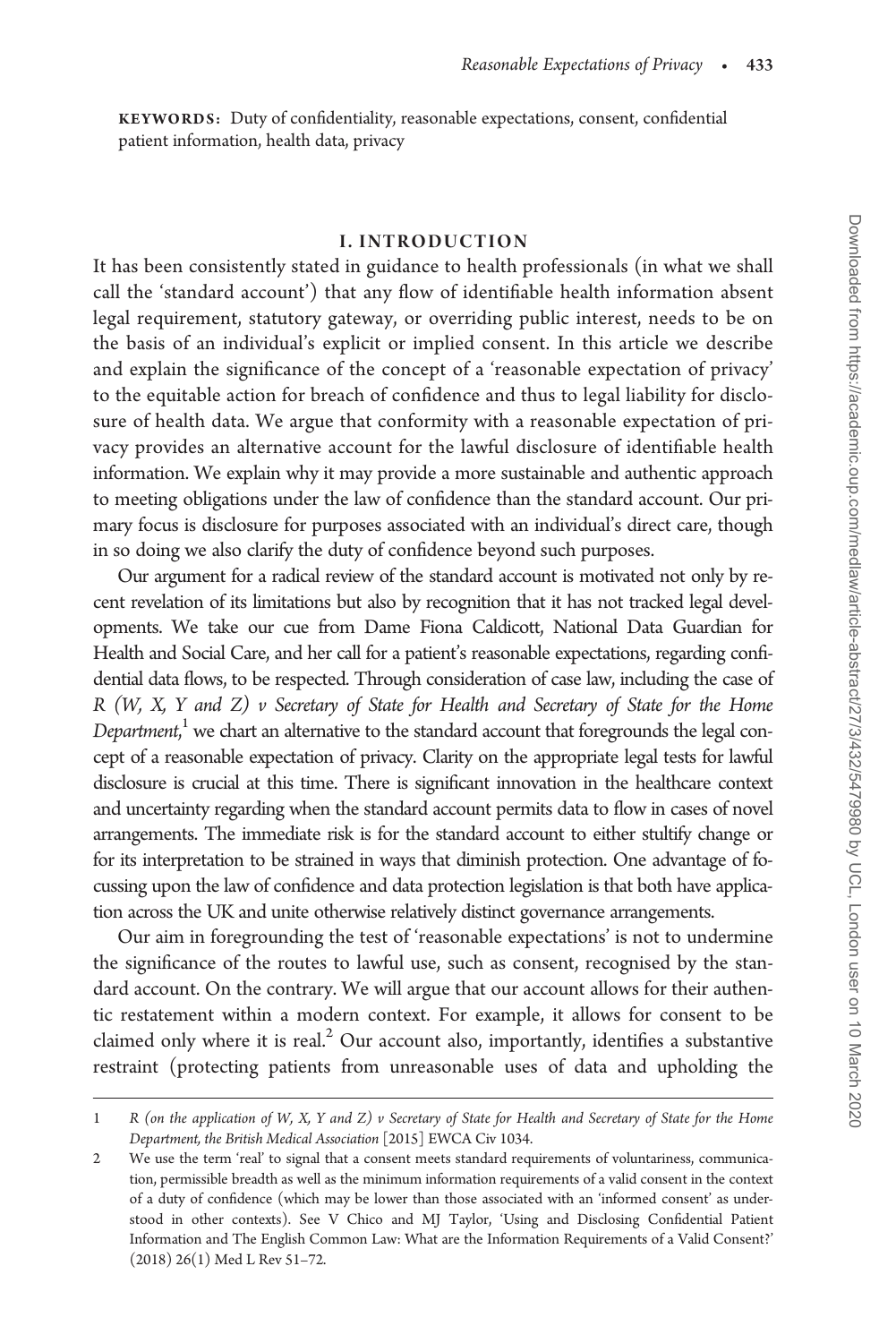**KEYWORDS:** Duty of confidentiality, reasonable expectations, consent, confidential patient information, health data, privacy

## I. INTRODUCTION

It has been consistently stated in guidance to health professionals (in what we shall call the 'standard account') that any flow of identifiable health information absent legal requirement, statutory gateway, or overriding public interest, needs to be on the basis of an individual's explicit or implied consent. In this article we describe and explain the significance of the concept of a 'reasonable expectation of privacy' to the equitable action for breach of confidence and thus to legal liability for disclosure of health data. We argue that conformity with a reasonable expectation of privacy provides an alternative account for the lawful disclosure of identifiable health information. We explain why it may provide a more sustainable and authentic approach to meeting obligations under the law of confidence than the standard account. Our primary focus is disclosure for purposes associated with an individual's direct care, though in so doing we also clarify the duty of confidence beyond such purposes.

Our argument for a radical review of the standard account is motivated not only by recent revelation of its limitations but also by recognition that it has not tracked legal developments. We take our cue from Dame Fiona Caldicott, National Data Guardian for Health and Social Care, and her call for a patient's reasonable expectations, regarding confidential data flows, to be respected. Through consideration of case law, including the case of *R (W, X, Y and Z) v Secretary of State for Health and Secretary of State for the Home Department*,[1] we chart an alternative to the standard account that foregrounds the legal concept of a reasonable expectation of privacy. Clarity on the appropriate legal tests for lawful disclosure is crucial at this time. There is significant innovation in the healthcare context and uncertainty regarding when the standard account permits data to flow in cases of novel arrangements. The immediate risk is for the standard account to either stultify change or for its interpretation to be strained in ways that diminish protection. One advantage of focussing upon the law of confidence and data protection legislation is that both have application across the UK and unite otherwise relatively distinct governance arrangements.

Our aim in foregrounding the test of 'reasonable expectations' is not to undermine the significance of the routes to lawful use, such as consent, recognised by the standard account. On the contrary. We will argue that our account allows for their authentic restatement within a modern context. For example, it allows for consent to be claimed only where it is real.[2] Our account also, importantly, identifies a substantive restraint (protecting patients from unreasonable uses of data and upholding the

---

1 *R (on the application of W, X, Y and Z) v Secretary of State for Health and Secretary of State for the Home Department, the British Medical Association* [2015] EWCA Civ 1034.

2 We use the term 'real' to signal that a consent meets standard requirements of voluntariness, communication, permissible breadth as well as the minimum information requirements of a valid consent in the context of a duty of confidence (which may be lower than those associated with an 'informed consent' as understood in other contexts). See V Chico and MJ Taylor, 'Using and Disclosing Confidential Patient Information and The English Common Law: What are the Information Requirements of a Valid Consent?' (2018) 26(1) Med L Rev 51–72.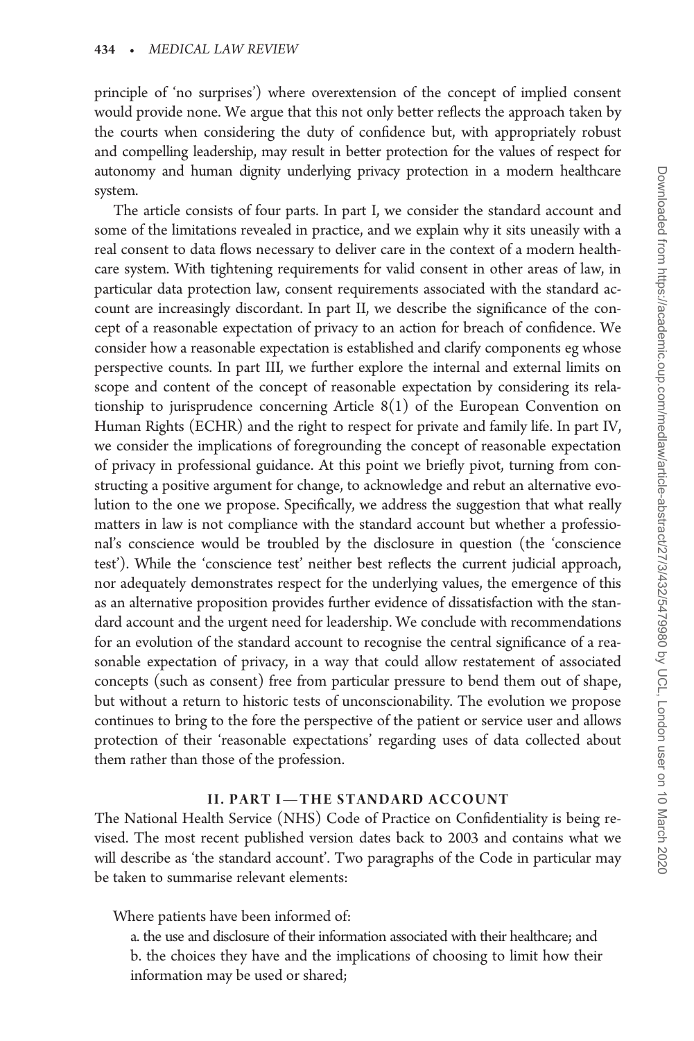principle of 'no surprises') where overextension of the concept of implied consent would provide none. We argue that this not only better reflects the approach taken by the courts when considering the duty of confidence but, with appropriately robust and compelling leadership, may result in better protection for the values of respect for autonomy and human dignity underlying privacy protection in a modern healthcare system.

The article consists of four parts. In part I, we consider the standard account and some of the limitations revealed in practice, and we explain why it sits uneasily with a real consent to data flows necessary to deliver care in the context of a modern healthcare system. With tightening requirements for valid consent in other areas of law, in particular data protection law, consent requirements associated with the standard account are increasingly discordant. In part II, we describe the significance of the concept of a reasonable expectation of privacy to an action for breach of confidence. We consider how a reasonable expectation is established and clarify components eg whose perspective counts. In part III, we further explore the internal and external limits on scope and content of the concept of reasonable expectation by considering its relationship to jurisprudence concerning Article 8(1) of the European Convention on Human Rights (ECHR) and the right to respect for private and family life. In part IV, we consider the implications of foregrounding the concept of reasonable expectation of privacy in professional guidance. At this point we briefly pivot, turning from constructing a positive argument for change, to acknowledge and rebut an alternative evolution to the one we propose. Specifically, we address the suggestion that what really matters in law is not compliance with the standard account but whether a professional's conscience would be troubled by the disclosure in question (the 'conscience test'). While the 'conscience test' neither best reflects the current judicial approach, nor adequately demonstrates respect for the underlying values, the emergence of this as an alternative proposition provides further evidence of dissatisfaction with the standard account and the urgent need for leadership. We conclude with recommendations for an evolution of the standard account to recognise the central significance of a reasonable expectation of privacy, in a way that could allow restatement of associated concepts (such as consent) free from particular pressure to bend them out of shape, but without a return to historic tests of unconscionability. The evolution we propose continues to bring to the fore the perspective of the patient or service user and allows protection of their 'reasonable expectations' regarding uses of data collected about them rather than those of the profession.

## II. PART I—THE STANDARD ACCOUNT

The National Health Service (NHS) Code of Practice on Confidentiality is being revised. The most recent published version dates back to 2003 and contains what we will describe as 'the standard account'. Two paragraphs of the Code in particular may be taken to summarise relevant elements:

> Where patients have been informed of:
>
> a. the use and disclosure of their information associated with their healthcare; and
>
> b. the choices they have and the implications of choosing to limit how their information may be used or shared;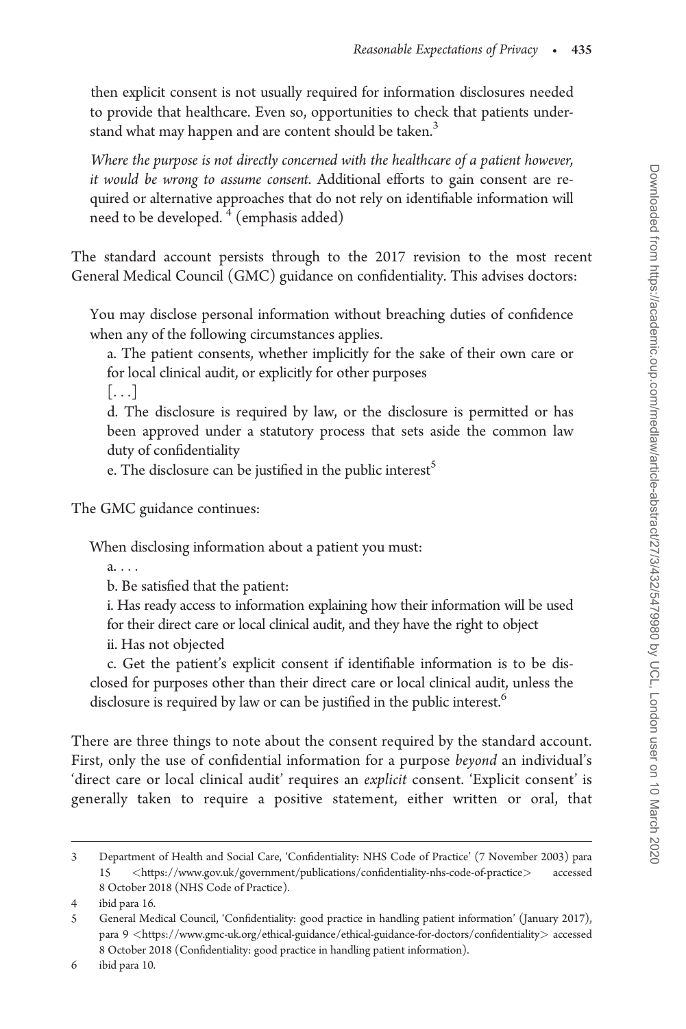then explicit consent is not usually required for information disclosures needed to provide that healthcare. Even so, opportunities to check that patients understand what may happen and are content should be taken.[3]

> *Where the purpose is not directly concerned with the healthcare of a patient however, it would be wrong to assume consent.* Additional efforts to gain consent are required or alternative approaches that do not rely on identifiable information will need to be developed.[4] (emphasis added)

The standard account persists through to the 2017 revision to the most recent General Medical Council (GMC) guidance on confidentiality. This advises doctors:

> You may disclose personal information without breaching duties of confidence when any of the following circumstances applies.
>
> a. The patient consents, whether implicitly for the sake of their own care or for local clinical audit, or explicitly for other purposes
>
> [. . .]
>
> d. The disclosure is required by law, or the disclosure is permitted or has been approved under a statutory process that sets aside the common law duty of confidentiality
>
> e. The disclosure can be justified in the public interest[5]

The GMC guidance continues:

> When disclosing information about a patient you must:
>
> a. . . .
>
> b. Be satisfied that the patient:
>
> i. Has ready access to information explaining how their information will be used for their direct care or local clinical audit, and they have the right to object
>
> ii. Has not objected
>
> c. Get the patient's explicit consent if identifiable information is to be disclosed for purposes other than their direct care or local clinical audit, unless the disclosure is required by law or can be justified in the public interest.[6]

There are three things to note about the consent required by the standard account. First, only the use of confidential information for a purpose *beyond* an individual's 'direct care or local clinical audit' requires an *explicit* consent. 'Explicit consent' is generally taken to require a positive statement, either written or oral, that

---

3 Department of Health and Social Care, 'Confidentiality: NHS Code of Practice' (7 November 2003) para 15 <https://www.gov.uk/government/publications/confidentiality-nhs-code-of-practice> accessed 8 October 2018 (NHS Code of Practice).

4 ibid para 16.

5 General Medical Council, 'Confidentiality: good practice in handling patient information' (January 2017), para 9 <https://www.gmc-uk.org/ethical-guidance/ethical-guidance-for-doctors/confidentiality> accessed 8 October 2018 (Confidentiality: good practice in handling patient information).

6 ibid para 10.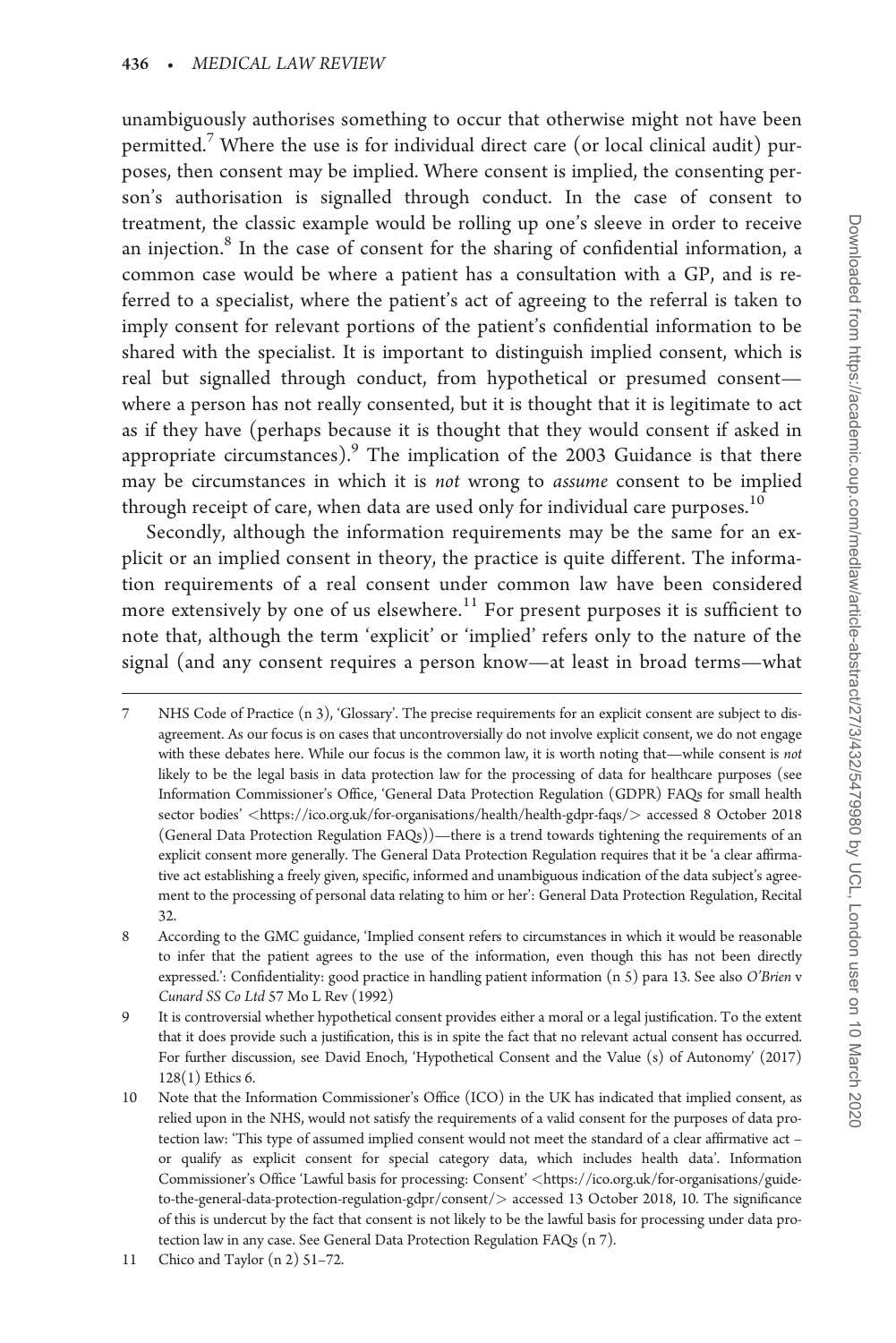unambiguously authorises something to occur that otherwise might not have been permitted.[7] Where the use is for individual direct care (or local clinical audit) purposes, then consent may be implied. Where consent is implied, the consenting person's authorisation is signalled through conduct. In the case of consent to treatment, the classic example would be rolling up one's sleeve in order to receive an injection.[8] In the case of consent for the sharing of confidential information, a common case would be where a patient has a consultation with a GP, and is referred to a specialist, where the patient's act of agreeing to the referral is taken to imply consent for relevant portions of the patient's confidential information to be shared with the specialist. It is important to distinguish implied consent, which is real but signalled through conduct, from hypothetical or presumed consent—where a person has not really consented, but it is thought that it is legitimate to act as if they have (perhaps because it is thought that they would consent if asked in appropriate circumstances).[9] The implication of the 2003 Guidance is that there may be circumstances in which it is *not* wrong to *assume* consent to be implied through receipt of care, when data are used only for individual care purposes.[10]

Secondly, although the information requirements may be the same for an explicit or an implied consent in theory, the practice is quite different. The information requirements of a real consent under common law have been considered more extensively by one of us elsewhere.[11] For present purposes it is sufficient to note that, although the term 'explicit' or 'implied' refers only to the nature of the signal (and any consent requires a person know—at least in broad terms—what

---

7 NHS Code of Practice (n 3), 'Glossary'. The precise requirements for an explicit consent are subject to disagreement. As our focus is on cases that uncontroversially do not involve explicit consent, we do not engage with these debates here. While our focus is the common law, it is worth noting that—while consent is *not* likely to be the legal basis in data protection law for the processing of data for healthcare purposes (see Information Commissioner's Office, 'General Data Protection Regulation (GDPR) FAQs for small health sector bodies' <https://ico.org.uk/for-organisations/health/health-gdpr-faqs/> accessed 8 October 2018 (General Data Protection Regulation FAQs))—there is a trend towards tightening the requirements of an explicit consent more generally. The General Data Protection Regulation requires that it be 'a clear affirmative act establishing a freely given, specific, informed and unambiguous indication of the data subject's agreement to the processing of personal data relating to him or her': General Data Protection Regulation, Recital 32.

8 According to the GMC guidance, 'Implied consent refers to circumstances in which it would be reasonable to infer that the patient agrees to the use of the information, even though this has not been directly expressed.': Confidentiality: good practice in handling patient information (n 5) para 13. See also *O'Brien* v *Cunard SS Co Ltd* 57 Mo L Rev (1992)

9 It is controversial whether hypothetical consent provides either a moral or a legal justification. To the extent that it does provide such a justification, this is in spite the fact that no relevant actual consent has occurred. For further discussion, see David Enoch, 'Hypothetical Consent and the Value (s) of Autonomy' (2017) 128(1) Ethics 6.

10 Note that the Information Commissioner's Office (ICO) in the UK has indicated that implied consent, as relied upon in the NHS, would not satisfy the requirements of a valid consent for the purposes of data protection law: 'This type of assumed implied consent would not meet the standard of a clear affirmative act – or qualify as explicit consent for special category data, which includes health data'. Information Commissioner's Office 'Lawful basis for processing: Consent' <https://ico.org.uk/for-organisations/guide-to-the-general-data-protection-regulation-gdpr/consent/> accessed 13 October 2018, 10. The significance of this is undercut by the fact that consent is not likely to be the lawful basis for processing under data protection law in any case. See General Data Protection Regulation FAQs (n 7).

11 Chico and Taylor (n 2) 51–72.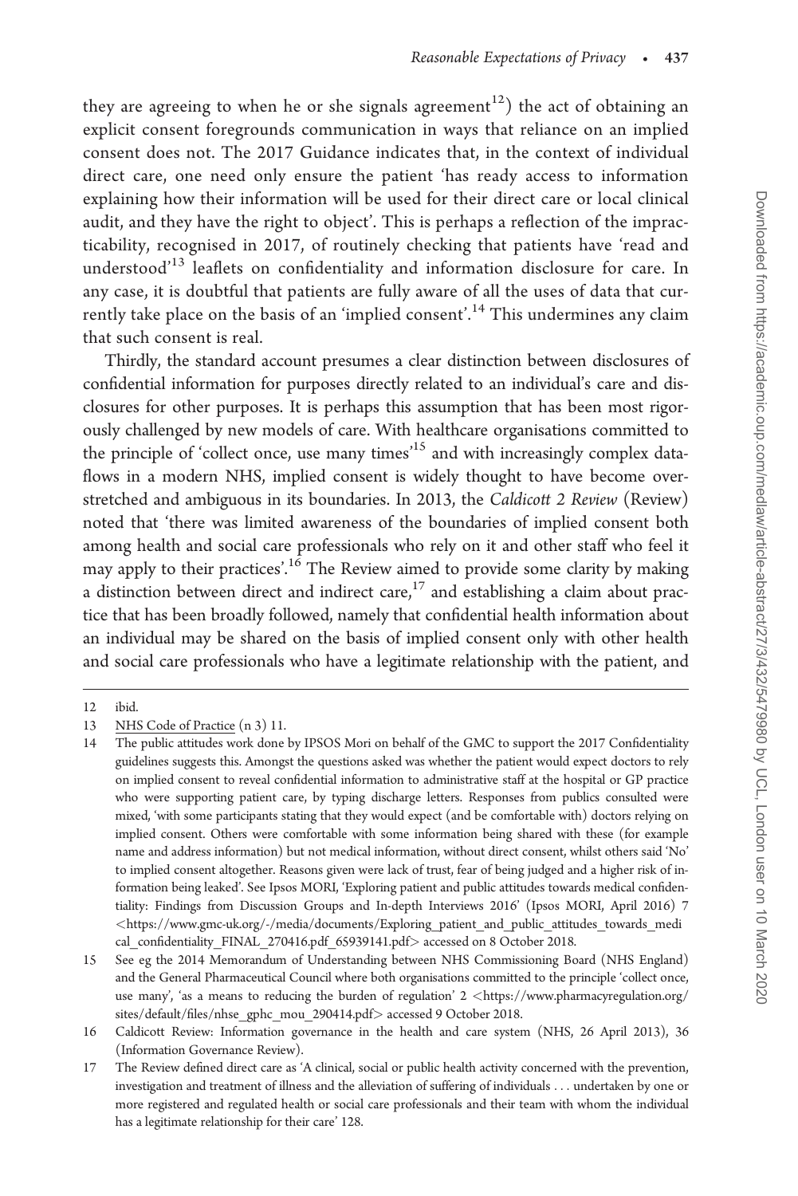they are agreeing to when he or she signals agreement[12]) the act of obtaining an explicit consent foregrounds communication in ways that reliance on an implied consent does not. The 2017 Guidance indicates that, in the context of individual direct care, one need only ensure the patient 'has ready access to information explaining how their information will be used for their direct care or local clinical audit, and they have the right to object'. This is perhaps a reflection of the impracticability, recognised in 2017, of routinely checking that patients have 'read and understood'[13] leaflets on confidentiality and information disclosure for care. In any case, it is doubtful that patients are fully aware of all the uses of data that currently take place on the basis of an 'implied consent'.[14] This undermines any claim that such consent is real.

Thirdly, the standard account presumes a clear distinction between disclosures of confidential information for purposes directly related to an individual's care and disclosures for other purposes. It is perhaps this assumption that has been most rigorously challenged by new models of care. With healthcare organisations committed to the principle of 'collect once, use many times'[15] and with increasingly complex dataflows in a modern NHS, implied consent is widely thought to have become overstretched and ambiguous in its boundaries. In 2013, the *Caldicott 2 Review* (Review) noted that 'there was limited awareness of the boundaries of implied consent both among health and social care professionals who rely on it and other staff who feel it may apply to their practices'.[16] The Review aimed to provide some clarity by making a distinction between direct and indirect care,[17] and establishing a claim about practice that has been broadly followed, namely that confidential health information about an individual may be shared on the basis of implied consent only with other health and social care professionals who have a legitimate relationship with the patient, and

---

12 ibid.

13 NHS Code of Practice (n 3) 11.

14 The public attitudes work done by IPSOS Mori on behalf of the GMC to support the 2017 Confidentiality guidelines suggests this. Amongst the questions asked was whether the patient would expect doctors to rely on implied consent to reveal confidential information to administrative staff at the hospital or GP practice who were supporting patient care, by typing discharge letters. Responses from publics consulted were mixed, 'with some participants stating that they would expect (and be comfortable with) doctors relying on implied consent. Others were comfortable with some information being shared with these (for example name and address information) but not medical information, without direct consent, whilst others said 'No' to implied consent altogether. Reasons given were lack of trust, fear of being judged and a higher risk of information being leaked'. See Ipsos MORI, 'Exploring patient and public attitudes towards medical confidentiality: Findings from Discussion Groups and In-depth Interviews 2016' (Ipsos MORI, April 2016) 7 <https://www.gmc-uk.org/-/media/documents/Exploring_patient_and_public_attitudes_towards_medical_confidentiality_FINAL_270416.pdf_65939141.pdf> accessed on 8 October 2018.

15 See eg the 2014 Memorandum of Understanding between NHS Commissioning Board (NHS England) and the General Pharmaceutical Council where both organisations committed to the principle 'collect once, use many', 'as a means to reducing the burden of regulation' 2 <https://www.pharmacyregulation.org/sites/default/files/nhse_gphc_mou_290414.pdf> accessed 9 October 2018.

16 Caldicott Review: Information governance in the health and care system (NHS, 26 April 2013), 36 (Information Governance Review).

17 The Review defined direct care as 'A clinical, social or public health activity concerned with the prevention, investigation and treatment of illness and the alleviation of suffering of individuals . . . undertaken by one or more registered and regulated health or social care professionals and their team with whom the individual has a legitimate relationship for their care' 128.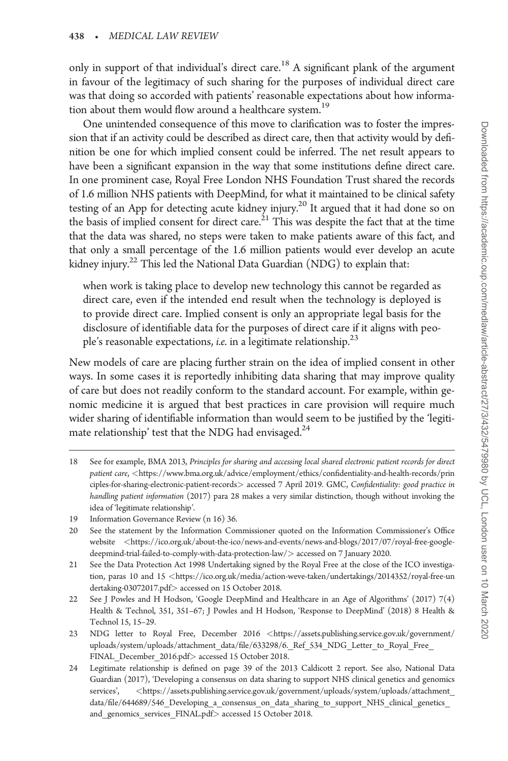only in support of that individual's direct care.[18] A significant plank of the argument in favour of the legitimacy of such sharing for the purposes of individual direct care was that doing so accorded with patients' reasonable expectations about how information about them would flow around a healthcare system.[19]

One unintended consequence of this move to clarification was to foster the impression that if an activity could be described as direct care, then that activity would by definition be one for which implied consent could be inferred. The net result appears to have been a significant expansion in the way that some institutions define direct care. In one prominent case, Royal Free London NHS Foundation Trust shared the records of 1.6 million NHS patients with DeepMind, for what it maintained to be clinical safety testing of an App for detecting acute kidney injury.[20] It argued that it had done so on the basis of implied consent for direct care.[21] This was despite the fact that at the time that the data was shared, no steps were taken to make patients aware of this fact, and that only a small percentage of the 1.6 million patients would ever develop an acute kidney injury.[22] This led the National Data Guardian (NDG) to explain that:

> when work is taking place to develop new technology this cannot be regarded as direct care, even if the intended end result when the technology is deployed is to provide direct care. Implied consent is only an appropriate legal basis for the disclosure of identifiable data for the purposes of direct care if it aligns with people's reasonable expectations, *i.e.* in a legitimate relationship.[23]

New models of care are placing further strain on the idea of implied consent in other ways. In some cases it is reportedly inhibiting data sharing that may improve quality of care but does not readily conform to the standard account. For example, within genomic medicine it is argued that best practices in care provision will require much wider sharing of identifiable information than would seem to be justified by the 'legitimate relationship' test that the NDG had envisaged.[24]

---

18 See for example, BMA 2013, *Principles for sharing and accessing local shared electronic patient records for direct patient care*, <https://www.bma.org.uk/advice/employment/ethics/confidentiality-and-health-records/principles-for-sharing-electronic-patient-records> accessed 7 April 2019. GMC, *Confidentiality: good practice in handling patient information* (2017) para 28 makes a very similar distinction, though without invoking the idea of 'legitimate relationship'.

19 Information Governance Review (n 16) 36.

20 See the statement by the Information Commissioner quoted on the Information Commissioner's Office website <https://ico.org.uk/about-the-ico/news-and-events/news-and-blogs/2017/07/royal-free-google-deepmind-trial-failed-to-comply-with-data-protection-law/> accessed on 7 January 2020.

21 See the Data Protection Act 1998 Undertaking signed by the Royal Free at the close of the ICO investigation, paras 10 and 15 <https://ico.org.uk/media/action-weve-taken/undertakings/2014352/royal-free-undertaking-03072017.pdf> accessed on 15 October 2018.

22 See J Powles and H Hodson, 'Google DeepMind and Healthcare in an Age of Algorithms' (2017) 7(4) Health & Technol, 351, 351–67; J Powles and H Hodson, 'Response to DeepMind' (2018) 8 Health & Technol 15, 15–29.

23 NDG letter to Royal Free, December 2016 <https://assets.publishing.service.gov.uk/government/uploads/system/uploads/attachment_data/file/633298/6._Ref_534_NDG_Letter_to_Royal_Free_FINAL_December_2016.pdf> accessed 15 October 2018.

24 Legitimate relationship is defined on page 39 of the 2013 Caldicott 2 report. See also, National Data Guardian (2017), 'Developing a consensus on data sharing to support NHS clinical genetics and genomics services', <https://assets.publishing.service.gov.uk/government/uploads/system/uploads/attachment_data/file/644689/546_Developing_a_consensus_on_data_sharing_to_support_NHS_clinical_genetics_and_genomics_services_FINAL.pdf> accessed 15 October 2018.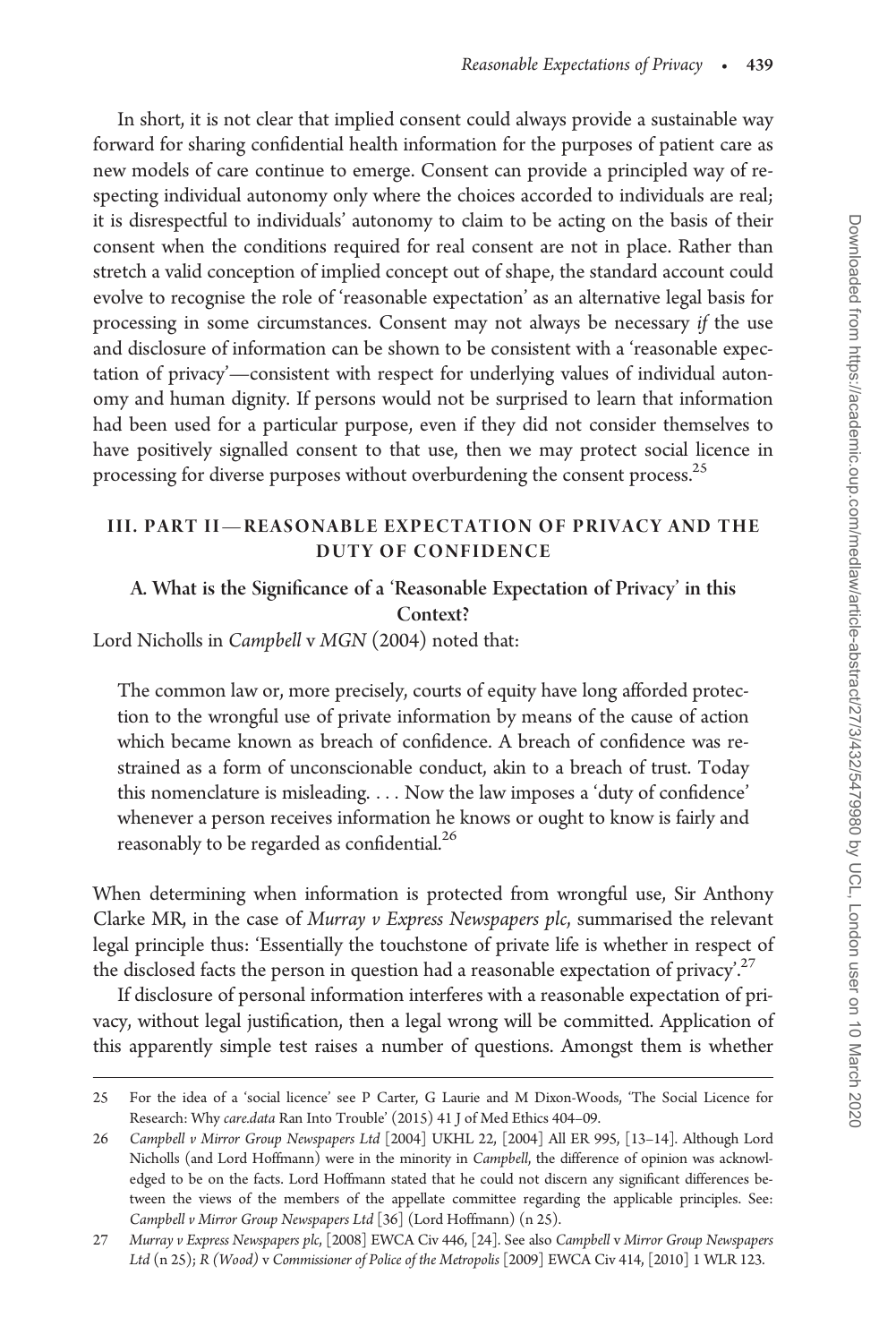In short, it is not clear that implied consent could always provide a sustainable way forward for sharing confidential health information for the purposes of patient care as new models of care continue to emerge. Consent can provide a principled way of respecting individual autonomy only where the choices accorded to individuals are real; it is disrespectful to individuals' autonomy to claim to be acting on the basis of their consent when the conditions required for real consent are not in place. Rather than stretch a valid conception of implied concept out of shape, the standard account could evolve to recognise the role of 'reasonable expectation' as an alternative legal basis for processing in some circumstances. Consent may not always be necessary *if* the use and disclosure of information can be shown to be consistent with a 'reasonable expectation of privacy'—consistent with respect for underlying values of individual autonomy and human dignity. If persons would not be surprised to learn that information had been used for a particular purpose, even if they did not consider themselves to have positively signalled consent to that use, then we may protect social licence in processing for diverse purposes without overburdening the consent process.[25]

## III. PART II—REASONABLE EXPECTATION OF PRIVACY AND THE DUTY OF CONFIDENCE

### A. What is the Significance of a 'Reasonable Expectation of Privacy' in this Context?

Lord Nicholls in *Campbell* v *MGN* (2004) noted that:

> The common law or, more precisely, courts of equity have long afforded protection to the wrongful use of private information by means of the cause of action which became known as breach of confidence. A breach of confidence was restrained as a form of unconscionable conduct, akin to a breach of trust. Today this nomenclature is misleading. . . . Now the law imposes a 'duty of confidence' whenever a person receives information he knows or ought to know is fairly and reasonably to be regarded as confidential.[26]

When determining when information is protected from wrongful use, Sir Anthony Clarke MR, in the case of *Murray v Express Newspapers plc*, summarised the relevant legal principle thus: 'Essentially the touchstone of private life is whether in respect of the disclosed facts the person in question had a reasonable expectation of privacy'.[27]

If disclosure of personal information interferes with a reasonable expectation of privacy, without legal justification, then a legal wrong will be committed. Application of this apparently simple test raises a number of questions. Amongst them is whether

---

25 For the idea of a 'social licence' see P Carter, G Laurie and M Dixon-Woods, 'The Social Licence for Research: Why *care.data* Ran Into Trouble' (2015) 41 J of Med Ethics 404–09.

26 *Campbell v Mirror Group Newspapers Ltd* [2004] UKHL 22, [2004] All ER 995, [13–14]. Although Lord Nicholls (and Lord Hoffmann) were in the minority in *Campbell*, the difference of opinion was acknowledged to be on the facts. Lord Hoffmann stated that he could not discern any significant differences between the views of the members of the appellate committee regarding the applicable principles. See: *Campbell v Mirror Group Newspapers Ltd* [36] (Lord Hoffmann) (n 25).

27 *Murray v Express Newspapers plc*, [2008] EWCA Civ 446, [24]. See also *Campbell* v *Mirror Group Newspapers Ltd* (n 25); *R (Wood)* v *Commissioner of Police of the Metropolis* [2009] EWCA Civ 414, [2010] 1 WLR 123.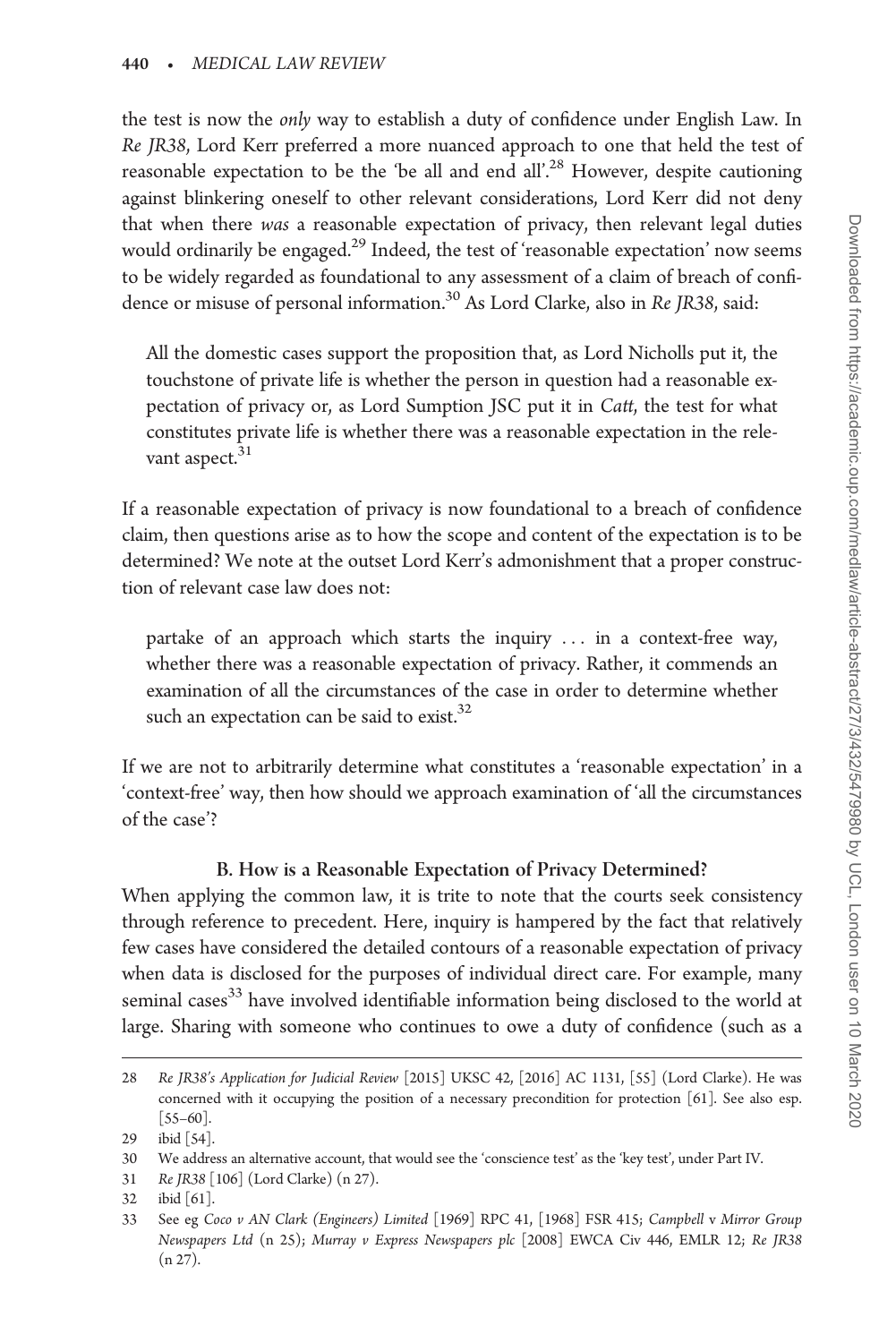the test is now the *only* way to establish a duty of confidence under English Law. In *Re JR38*, Lord Kerr preferred a more nuanced approach to one that held the test of reasonable expectation to be the 'be all and end all'.[28] However, despite cautioning against blinkering oneself to other relevant considerations, Lord Kerr did not deny that when there *was* a reasonable expectation of privacy, then relevant legal duties would ordinarily be engaged.[29] Indeed, the test of 'reasonable expectation' now seems to be widely regarded as foundational to any assessment of a claim of breach of confidence or misuse of personal information.[30] As Lord Clarke, also in *Re JR38*, said:

> All the domestic cases support the proposition that, as Lord Nicholls put it, the touchstone of private life is whether the person in question had a reasonable expectation of privacy or, as Lord Sumption JSC put it in *Catt*, the test for what constitutes private life is whether there was a reasonable expectation in the relevant aspect.[31]

If a reasonable expectation of privacy is now foundational to a breach of confidence claim, then questions arise as to how the scope and content of the expectation is to be determined? We note at the outset Lord Kerr's admonishment that a proper construction of relevant case law does not:

> partake of an approach which starts the inquiry ... in a context-free way, whether there was a reasonable expectation of privacy. Rather, it commends an examination of all the circumstances of the case in order to determine whether such an expectation can be said to exist.[32]

If we are not to arbitrarily determine what constitutes a 'reasonable expectation' in a 'context-free' way, then how should we approach examination of 'all the circumstances of the case'?

### B. How is a Reasonable Expectation of Privacy Determined?

When applying the common law, it is trite to note that the courts seek consistency through reference to precedent. Here, inquiry is hampered by the fact that relatively few cases have considered the detailed contours of a reasonable expectation of privacy when data is disclosed for the purposes of individual direct care. For example, many seminal cases[33] have involved identifiable information being disclosed to the world at large. Sharing with someone who continues to owe a duty of confidence (such as a

---

28 *Re JR38's Application for Judicial Review* [2015] UKSC 42, [2016] AC 1131, [55] (Lord Clarke). He was concerned with it occupying the position of a necessary precondition for protection [61]. See also esp. [55–60].

29 ibid [54].

30 We address an alternative account, that would see the 'conscience test' as the 'key test', under Part IV.

31 *Re JR38* [106] (Lord Clarke) (n 27).

32 ibid [61].

33 See eg *Coco v AN Clark (Engineers) Limited* [1969] RPC 41, [1968] FSR 415; *Campbell* v *Mirror Group Newspapers Ltd* (n 25); *Murray v Express Newspapers plc* [2008] EWCA Civ 446, EMLR 12; *Re JR38* (n 27).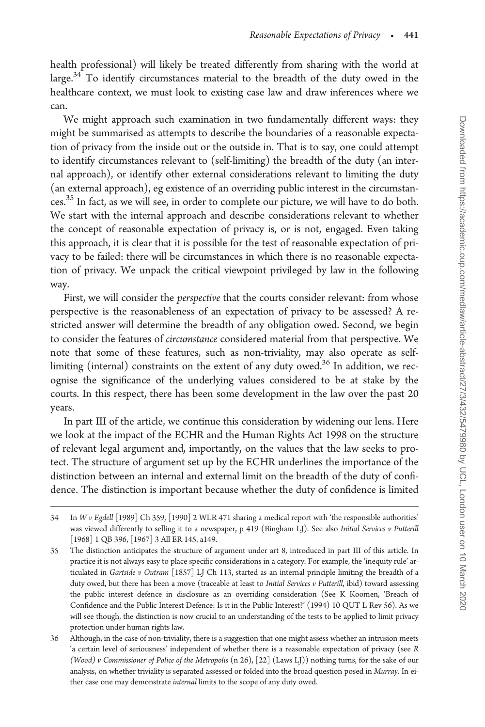health professional) will likely be treated differently from sharing with the world at large.[34] To identify circumstances material to the breadth of the duty owed in the healthcare context, we must look to existing case law and draw inferences where we can.

We might approach such examination in two fundamentally different ways: they might be summarised as attempts to describe the boundaries of a reasonable expectation of privacy from the inside out or the outside in. That is to say, one could attempt to identify circumstances relevant to (self-limiting) the breadth of the duty (an internal approach), or identify other external considerations relevant to limiting the duty (an external approach), eg existence of an overriding public interest in the circumstances.[35] In fact, as we will see, in order to complete our picture, we will have to do both. We start with the internal approach and describe considerations relevant to whether the concept of reasonable expectation of privacy is, or is not, engaged. Even taking this approach, it is clear that it is possible for the test of reasonable expectation of privacy to be failed: there will be circumstances in which there is no reasonable expectation of privacy. We unpack the critical viewpoint privileged by law in the following way.

First, we will consider the *perspective* that the courts consider relevant: from whose perspective is the reasonableness of an expectation of privacy to be assessed? A restricted answer will determine the breadth of any obligation owed. Second, we begin to consider the features of *circumstance* considered material from that perspective. We note that some of these features, such as non-triviality, may also operate as self-limiting (internal) constraints on the extent of any duty owed.[36] In addition, we recognise the significance of the underlying values considered to be at stake by the courts. In this respect, there has been some development in the law over the past 20 years.

In part III of the article, we continue this consideration by widening our lens. Here we look at the impact of the ECHR and the Human Rights Act 1998 on the structure of relevant legal argument and, importantly, on the values that the law seeks to protect. The structure of argument set up by the ECHR underlines the importance of the distinction between an internal and external limit on the breadth of the duty of confidence. The distinction is important because whether the duty of confidence is limited

---

34 In *W v Egdell* [1989] Ch 359, [1990] 2 WLR 471 sharing a medical report with 'the responsible authorities' was viewed differently to selling it to a newspaper, p 419 (Bingham LJ). See also *Initial Services v Putterill* [1968] 1 QB 396, [1967] 3 All ER 145, a149.

35 The distinction anticipates the structure of argument under art 8, introduced in part III of this article. In practice it is not always easy to place specific considerations in a category. For example, the 'inequity rule' articulated in *Gartside v Outram* [1857] LJ Ch 113, started as an internal principle limiting the breadth of a duty owed, but there has been a move (traceable at least to *Initial Services v Putterill*, ibid) toward assessing the public interest defence in disclosure as an overriding consideration (See K Koomen, 'Breach of Confidence and the Public Interest Defence: Is it in the Public Interest?' (1994) 10 QUT L Rev 56). As we will see though, the distinction is now crucial to an understanding of the tests to be applied to limit privacy protection under human rights law.

36 Although, in the case of non-triviality, there is a suggestion that one might assess whether an intrusion meets 'a certain level of seriousness' independent of whether there is a reasonable expectation of privacy (see *R (Wood) v Commissioner of Police of the Metropolis* (n 26), [22] (Laws LJ)) nothing turns, for the sake of our analysis, on whether triviality is separated assessed or folded into the broad question posed in *Murray*. In either case one may demonstrate *internal* limits to the scope of any duty owed.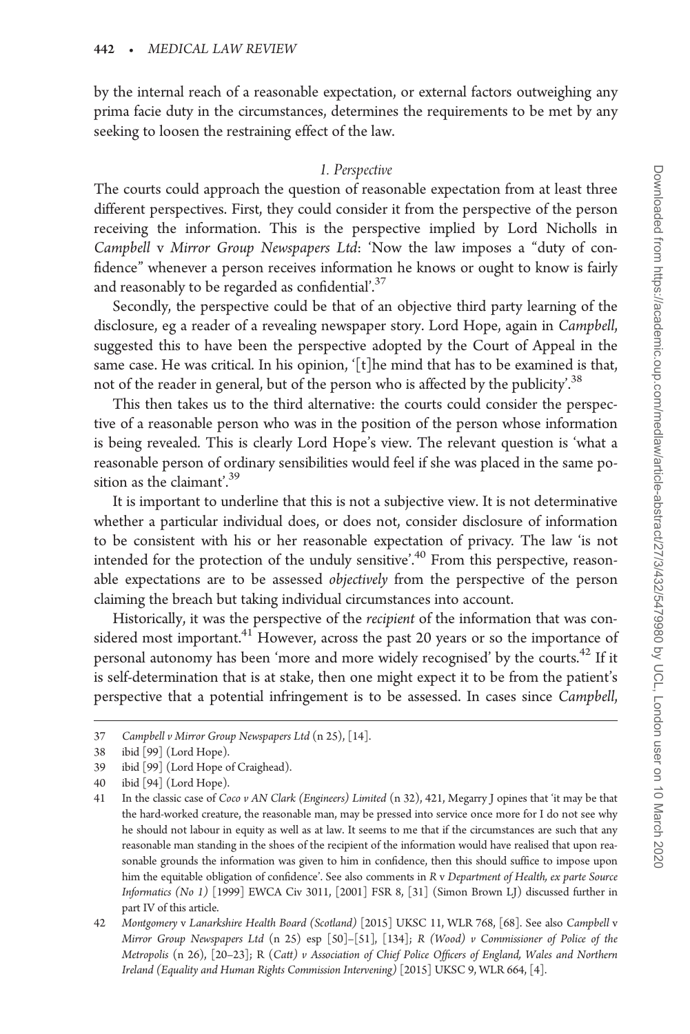by the internal reach of a reasonable expectation, or external factors outweighing any prima facie duty in the circumstances, determines the requirements to be met by any seeking to loosen the restraining effect of the law.

### *1. Perspective*

The courts could approach the question of reasonable expectation from at least three different perspectives. First, they could consider it from the perspective of the person receiving the information. This is the perspective implied by Lord Nicholls in *Campbell* v *Mirror Group Newspapers Ltd*: 'Now the law imposes a "duty of confidence" whenever a person receives information he knows or ought to know is fairly and reasonably to be regarded as confidential'.[37]

Secondly, the perspective could be that of an objective third party learning of the disclosure, eg a reader of a revealing newspaper story. Lord Hope, again in *Campbell*, suggested this to have been the perspective adopted by the Court of Appeal in the same case. He was critical. In his opinion, '[t]he mind that has to be examined is that, not of the reader in general, but of the person who is affected by the publicity'.[38]

This then takes us to the third alternative: the courts could consider the perspective of a reasonable person who was in the position of the person whose information is being revealed. This is clearly Lord Hope's view. The relevant question is 'what a reasonable person of ordinary sensibilities would feel if she was placed in the same position as the claimant'.[39]

It is important to underline that this is not a subjective view. It is not determinative whether a particular individual does, or does not, consider disclosure of information to be consistent with his or her reasonable expectation of privacy. The law 'is not intended for the protection of the unduly sensitive'.[40] From this perspective, reasonable expectations are to be assessed *objectively* from the perspective of the person claiming the breach but taking individual circumstances into account.

Historically, it was the perspective of the *recipient* of the information that was considered most important.[41] However, across the past 20 years or so the importance of personal autonomy has been 'more and more widely recognised' by the courts.[42] If it is self-determination that is at stake, then one might expect it to be from the patient's perspective that a potential infringement is to be assessed. In cases since *Campbell*,

---

37 *Campbell v Mirror Group Newspapers Ltd* (n 25), [14].

38 ibid [99] (Lord Hope).

39 ibid [99] (Lord Hope of Craighead).

40 ibid [94] (Lord Hope).

41 In the classic case of *Coco v AN Clark (Engineers) Limited* (n 32), 421, Megarry J opines that 'it may be that the hard-worked creature, the reasonable man, may be pressed into service once more for I do not see why he should not labour in equity as well as at law. It seems to me that if the circumstances are such that any reasonable man standing in the shoes of the recipient of the information would have realised that upon reasonable grounds the information was given to him in confidence, then this should suffice to impose upon him the equitable obligation of confidence'. See also comments in *R* v *Department of Health, ex parte Source Informatics (No 1)* [1999] EWCA Civ 3011, [2001] FSR 8, [31] (Simon Brown LJ) discussed further in part IV of this article.

42 *Montgomery* v *Lanarkshire Health Board (Scotland)* [2015] UKSC 11, WLR 768, [68]. See also *Campbell* v *Mirror Group Newspapers Ltd* (n 25) esp [50]–[51], [134]; *R (Wood) v Commissioner of Police of the Metropolis* (n 26), [20–23]; R (*Catt) v Association of Chief Police Officers of England, Wales and Northern Ireland (Equality and Human Rights Commission Intervening)* [2015] UKSC 9, WLR 664, [4].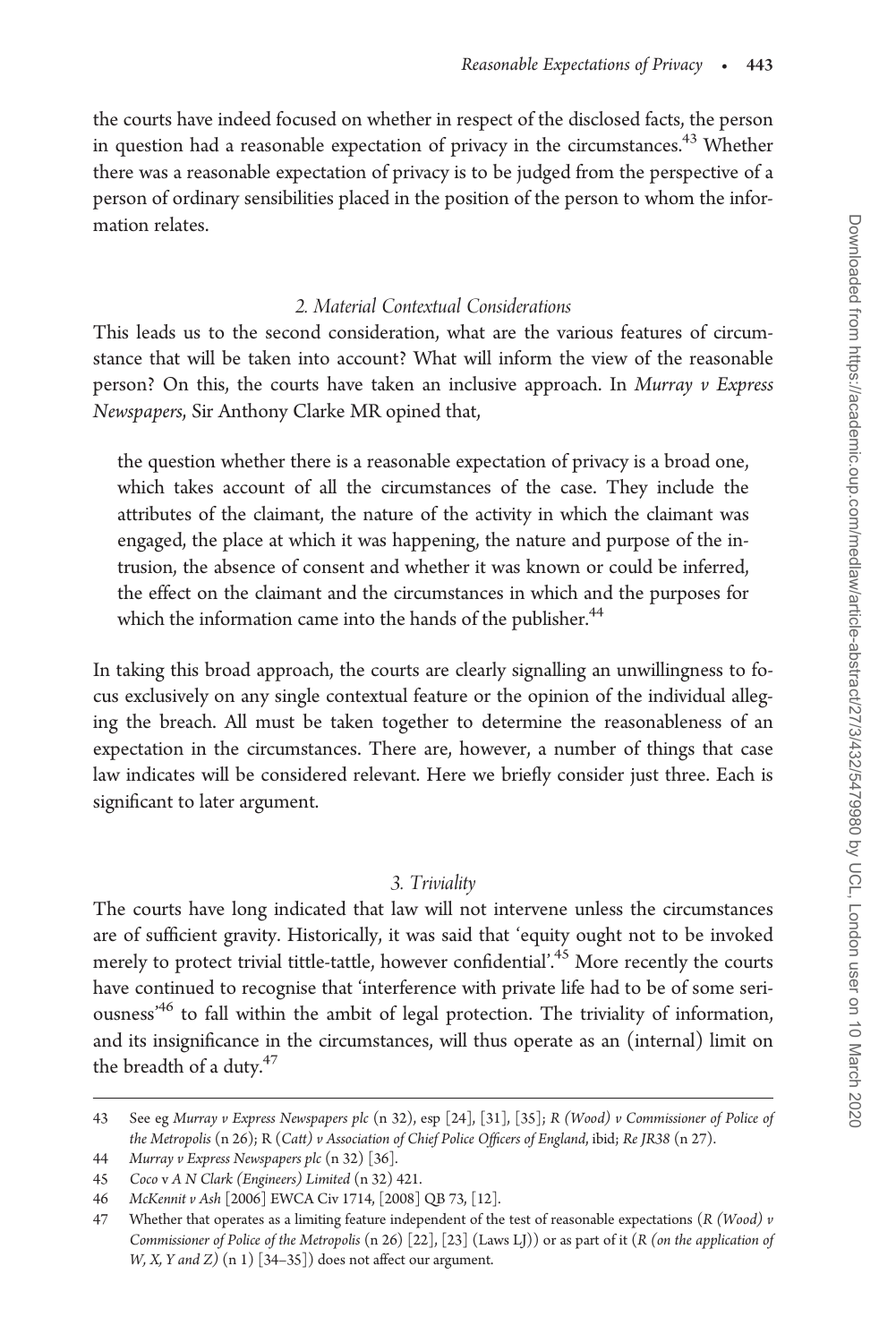the courts have indeed focused on whether in respect of the disclosed facts, the person in question had a reasonable expectation of privacy in the circumstances.[43] Whether there was a reasonable expectation of privacy is to be judged from the perspective of a person of ordinary sensibilities placed in the position of the person to whom the information relates.

### 2. Material Contextual Considerations

This leads us to the second consideration, what are the various features of circumstance that will be taken into account? What will inform the view of the reasonable person? On this, the courts have taken an inclusive approach. In *Murray v Express Newspapers*, Sir Anthony Clarke MR opined that,

> the question whether there is a reasonable expectation of privacy is a broad one, which takes account of all the circumstances of the case. They include the attributes of the claimant, the nature of the activity in which the claimant was engaged, the place at which it was happening, the nature and purpose of the intrusion, the absence of consent and whether it was known or could be inferred, the effect on the claimant and the circumstances in which and the purposes for which the information came into the hands of the publisher.[44]

In taking this broad approach, the courts are clearly signalling an unwillingness to focus exclusively on any single contextual feature or the opinion of the individual alleging the breach. All must be taken together to determine the reasonableness of an expectation in the circumstances. There are, however, a number of things that case law indicates will be considered relevant. Here we briefly consider just three. Each is significant to later argument.

### 3. Triviality

The courts have long indicated that law will not intervene unless the circumstances are of sufficient gravity. Historically, it was said that 'equity ought not to be invoked merely to protect trivial tittle-tattle, however confidential'.[45] More recently the courts have continued to recognise that 'interference with private life had to be of some seriousness'[46] to fall within the ambit of legal protection. The triviality of information, and its insignificance in the circumstances, will thus operate as an (internal) limit on the breadth of a duty.[47]

---

43 See eg *Murray v Express Newspapers plc* (n 32), esp [24], [31], [35]; *R (Wood) v Commissioner of Police of the Metropolis* (n 26); R (*Catt) v Association of Chief Police Officers of England*, ibid; *Re JR38* (n 27).

44 *Murray v Express Newspapers plc* (n 32) [36].

45 *Coco* v *A N Clark (Engineers) Limited* (n 32) 421.

46 *McKennit v Ash* [2006] EWCA Civ 1714, [2008] QB 73, [12].

47 Whether that operates as a limiting feature independent of the test of reasonable expectations (*R (Wood) v Commissioner of Police of the Metropolis* (n 26) [22], [23] (Laws LJ)) or as part of it (*R (on the application of W, X, Y and Z)* (n 1) [34–35]) does not affect our argument.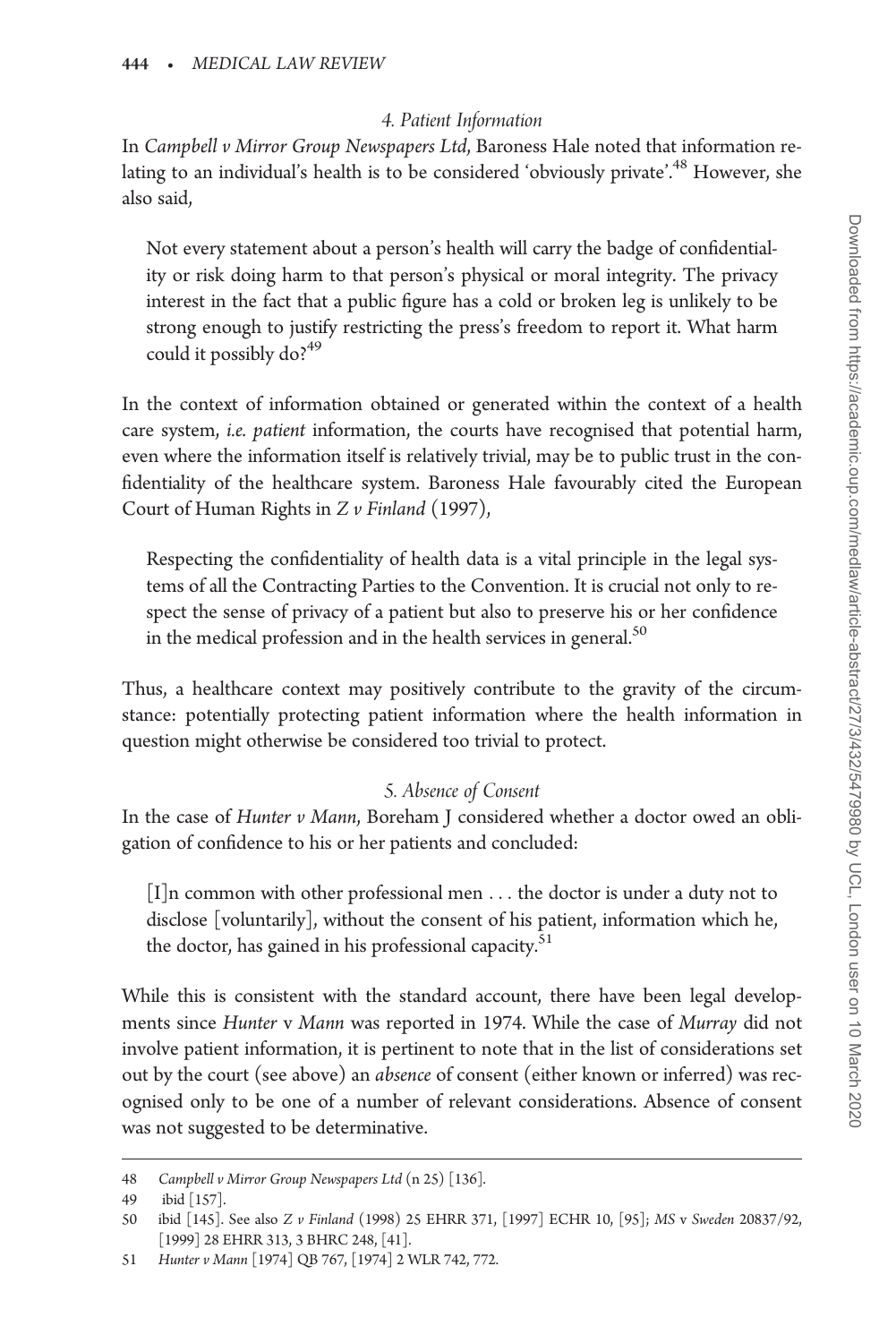#### 4. *Patient Information*

In *Campbell v Mirror Group Newspapers Ltd*, Baroness Hale noted that information relating to an individual's health is to be considered 'obviously private'.[48] However, she also said,

> Not every statement about a person's health will carry the badge of confidentiality or risk doing harm to that person's physical or moral integrity. The privacy interest in the fact that a public figure has a cold or broken leg is unlikely to be strong enough to justify restricting the press's freedom to report it. What harm could it possibly do?[49]

In the context of information obtained or generated within the context of a health care system, *i.e. patient* information, the courts have recognised that potential harm, even where the information itself is relatively trivial, may be to public trust in the confidentiality of the healthcare system. Baroness Hale favourably cited the European Court of Human Rights in *Z v Finland* (1997),

> Respecting the confidentiality of health data is a vital principle in the legal systems of all the Contracting Parties to the Convention. It is crucial not only to respect the sense of privacy of a patient but also to preserve his or her confidence in the medical profession and in the health services in general.[50]

Thus, a healthcare context may positively contribute to the gravity of the circumstance: potentially protecting patient information where the health information in question might otherwise be considered too trivial to protect.

#### 5. *Absence of Consent*

In the case of *Hunter v Mann*, Boreham J considered whether a doctor owed an obligation of confidence to his or her patients and concluded:

> [I]n common with other professional men . . . the doctor is under a duty not to disclose [voluntarily], without the consent of his patient, information which he, the doctor, has gained in his professional capacity.[51]

While this is consistent with the standard account, there have been legal developments since *Hunter* v *Mann* was reported in 1974. While the case of *Murray* did not involve patient information, it is pertinent to note that in the list of considerations set out by the court (see above) an *absence* of consent (either known or inferred) was recognised only to be one of a number of relevant considerations. Absence of consent was not suggested to be determinative.

---

48 *Campbell v Mirror Group Newspapers Ltd* (n 25) [136].

49 ibid [157].

50 ibid [145]. See also *Z v Finland* (1998) 25 EHRR 371, [1997] ECHR 10, [95]; *MS* v *Sweden* 20837/92, [1999] 28 EHRR 313, 3 BHRC 248, [41].

51 *Hunter v Mann* [1974] QB 767, [1974] 2 WLR 742, 772.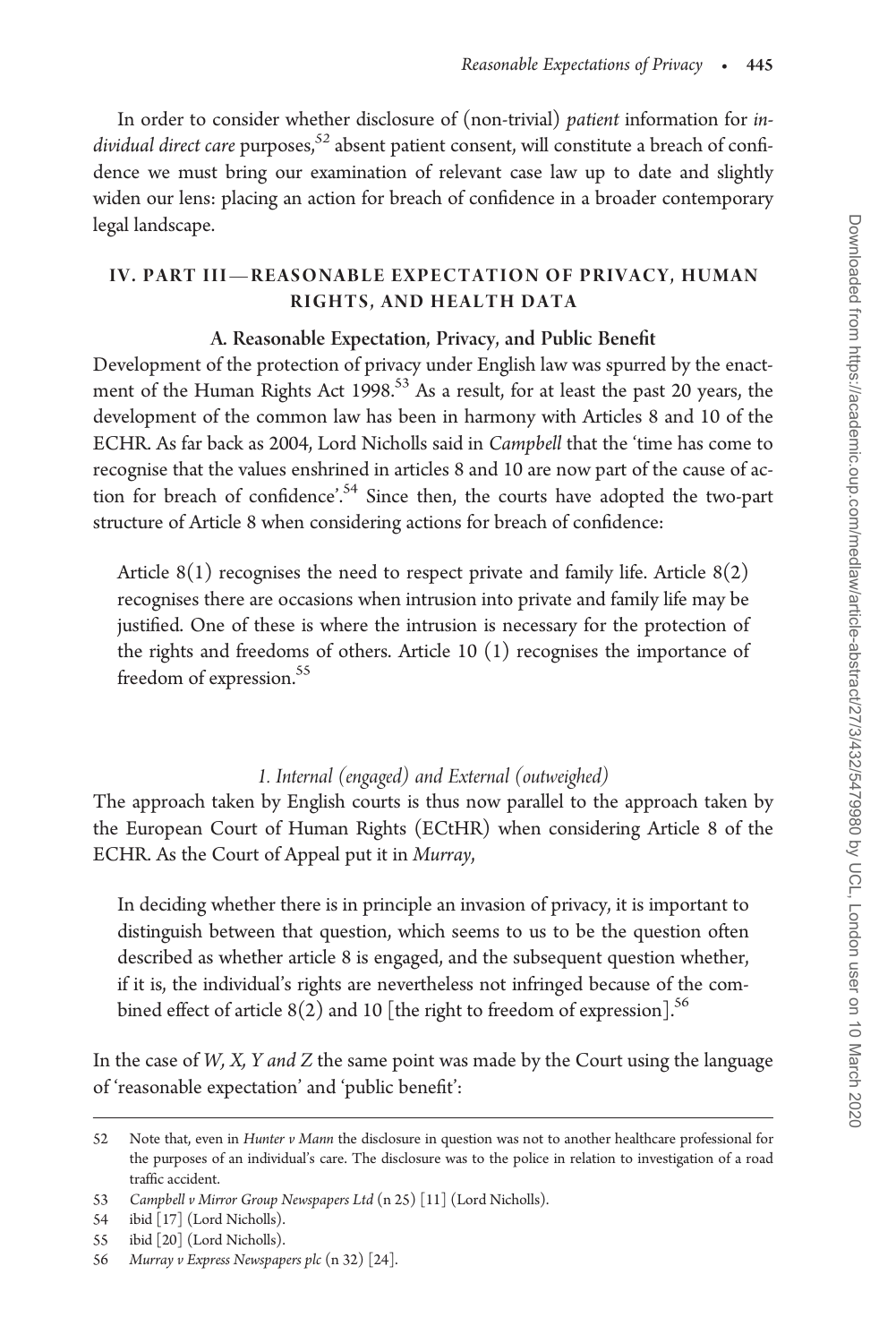In order to consider whether disclosure of (non-trivial) *patient* information for *individual direct care* purposes,[52] absent patient consent, will constitute a breach of confidence we must bring our examination of relevant case law up to date and slightly widen our lens: placing an action for breach of confidence in a broader contemporary legal landscape.

## IV. PART III—REASONABLE EXPECTATION OF PRIVACY, HUMAN RIGHTS, AND HEALTH DATA

### A. Reasonable Expectation, Privacy, and Public Benefit

Development of the protection of privacy under English law was spurred by the enactment of the Human Rights Act 1998.[53] As a result, for at least the past 20 years, the development of the common law has been in harmony with Articles 8 and 10 of the ECHR. As far back as 2004, Lord Nicholls said in *Campbell* that the 'time has come to recognise that the values enshrined in articles 8 and 10 are now part of the cause of action for breach of confidence'.[54] Since then, the courts have adopted the two-part structure of Article 8 when considering actions for breach of confidence:

> Article 8(1) recognises the need to respect private and family life. Article 8(2) recognises there are occasions when intrusion into private and family life may be justified. One of these is where the intrusion is necessary for the protection of the rights and freedoms of others. Article 10 (1) recognises the importance of freedom of expression.[55]

#### *1. Internal (engaged) and External (outweighed)*

The approach taken by English courts is thus now parallel to the approach taken by the European Court of Human Rights (ECtHR) when considering Article 8 of the ECHR. As the Court of Appeal put it in *Murray*,

> In deciding whether there is in principle an invasion of privacy, it is important to distinguish between that question, which seems to us to be the question often described as whether article 8 is engaged, and the subsequent question whether, if it is, the individual's rights are nevertheless not infringed because of the combined effect of article 8(2) and 10 [the right to freedom of expression].[56]

In the case of *W, X, Y and Z* the same point was made by the Court using the language of 'reasonable expectation' and 'public benefit':

---

52 Note that, even in *Hunter v Mann* the disclosure in question was not to another healthcare professional for the purposes of an individual's care. The disclosure was to the police in relation to investigation of a road traffic accident.

53 *Campbell v Mirror Group Newspapers Ltd* (n 25) [11] (Lord Nicholls).

54 ibid [17] (Lord Nicholls).

55 ibid [20] (Lord Nicholls).

56 *Murray v Express Newspapers plc* (n 32) [24].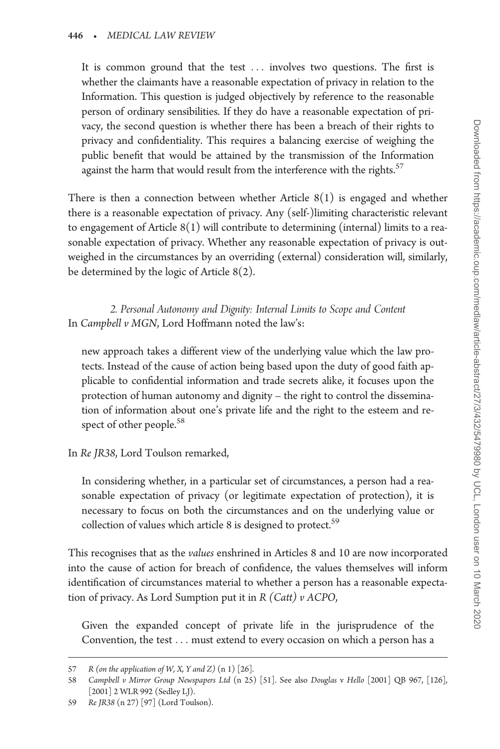It is common ground that the test … involves two questions. The first is whether the claimants have a reasonable expectation of privacy in relation to the Information. This question is judged objectively by reference to the reasonable person of ordinary sensibilities. If they do have a reasonable expectation of privacy, the second question is whether there has been a breach of their rights to privacy and confidentiality. This requires a balancing exercise of weighing the public benefit that would be attained by the transmission of the Information against the harm that would result from the interference with the rights.[57]

There is then a connection between whether Article 8(1) is engaged and whether there is a reasonable expectation of privacy. Any (self-)limiting characteristic relevant to engagement of Article 8(1) will contribute to determining (internal) limits to a reasonable expectation of privacy. Whether any reasonable expectation of privacy is outweighed in the circumstances by an overriding (external) consideration will, similarly, be determined by the logic of Article 8(2).

### *2. Personal Autonomy and Dignity: Internal Limits to Scope and Content*

In *Campbell v MGN*, Lord Hoffmann noted the law's:

> new approach takes a different view of the underlying value which the law protects. Instead of the cause of action being based upon the duty of good faith applicable to confidential information and trade secrets alike, it focuses upon the protection of human autonomy and dignity – the right to control the dissemination of information about one's private life and the right to the esteem and respect of other people.[58]

In *Re JR38*, Lord Toulson remarked,

> In considering whether, in a particular set of circumstances, a person had a reasonable expectation of privacy (or legitimate expectation of protection), it is necessary to focus on both the circumstances and on the underlying value or collection of values which article 8 is designed to protect.[59]

This recognises that as the *values* enshrined in Articles 8 and 10 are now incorporated into the cause of action for breach of confidence, the values themselves will inform identification of circumstances material to whether a person has a reasonable expectation of privacy. As Lord Sumption put it in *R (Catt) v ACPO*,

> Given the expanded concept of private life in the jurisprudence of the Convention, the test … must extend to every occasion on which a person has a

---

57 *R (on the application of W, X, Y and Z)* (n 1) [26].

58 *Campbell v Mirror Group Newspapers Ltd* (n 25) [51]. See also *Douglas* v *Hello* [2001] QB 967, [126], [2001] 2 WLR 992 (Sedley LJ).

59 *Re JR38* (n 27) [97] (Lord Toulson).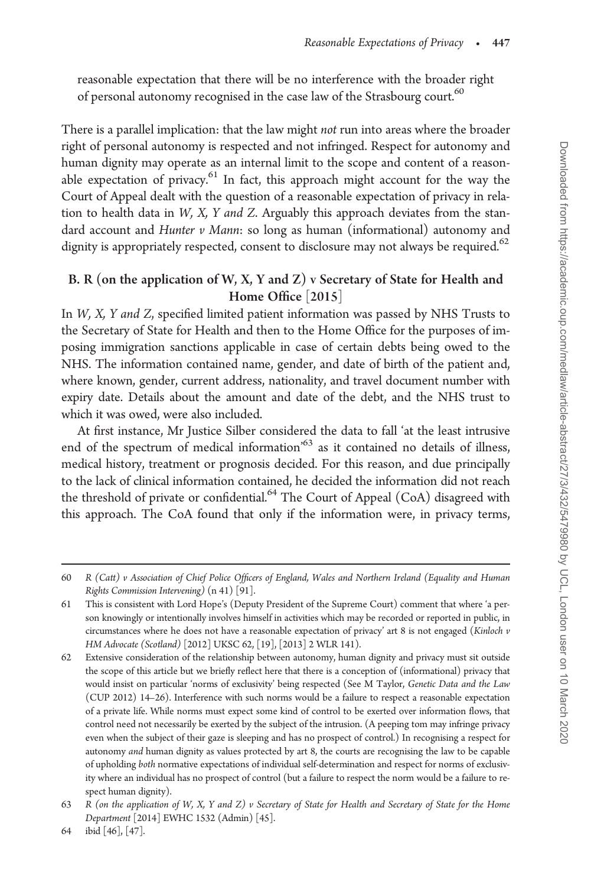reasonable expectation that there will be no interference with the broader right of personal autonomy recognised in the case law of the Strasbourg court.[60]

There is a parallel implication: that the law might *not* run into areas where the broader right of personal autonomy is respected and not infringed. Respect for autonomy and human dignity may operate as an internal limit to the scope and content of a reasonable expectation of privacy.[61] In fact, this approach might account for the way the Court of Appeal dealt with the question of a reasonable expectation of privacy in relation to health data in *W, X, Y and Z*. Arguably this approach deviates from the standard account and *Hunter v Mann*: so long as human (informational) autonomy and dignity is appropriately respected, consent to disclosure may not always be required.[62]

### B. R (on the application of W, X, Y and Z) v Secretary of State for Health and Home Office [2015]

In *W, X, Y and Z*, specified limited patient information was passed by NHS Trusts to the Secretary of State for Health and then to the Home Office for the purposes of imposing immigration sanctions applicable in case of certain debts being owed to the NHS. The information contained name, gender, and date of birth of the patient and, where known, gender, current address, nationality, and travel document number with expiry date. Details about the amount and date of the debt, and the NHS trust to which it was owed, were also included.

At first instance, Mr Justice Silber considered the data to fall 'at the least intrusive end of the spectrum of medical information'[63] as it contained no details of illness, medical history, treatment or prognosis decided. For this reason, and due principally to the lack of clinical information contained, he decided the information did not reach the threshold of private or confidential.[64] The Court of Appeal (CoA) disagreed with this approach. The CoA found that only if the information were, in privacy terms,

---

60 *R (Catt) v Association of Chief Police Officers of England, Wales and Northern Ireland (Equality and Human Rights Commission Intervening)* (n 41) [91].

61 This is consistent with Lord Hope's (Deputy President of the Supreme Court) comment that where 'a person knowingly or intentionally involves himself in activities which may be recorded or reported in public, in circumstances where he does not have a reasonable expectation of privacy' art 8 is not engaged (*Kinloch v HM Advocate (Scotland)* [2012] UKSC 62, [19], [2013] 2 WLR 141).

62 Extensive consideration of the relationship between autonomy, human dignity and privacy must sit outside the scope of this article but we briefly reflect here that there is a conception of (informational) privacy that would insist on particular 'norms of exclusivity' being respected (See M Taylor, *Genetic Data and the Law* (CUP 2012) 14–26). Interference with such norms would be a failure to respect a reasonable expectation of a private life. While norms must expect some kind of control to be exerted over information flows, that control need not necessarily be exerted by the subject of the intrusion. (A peeping tom may infringe privacy even when the subject of their gaze is sleeping and has no prospect of control.) In recognising a respect for autonomy *and* human dignity as values protected by art 8, the courts are recognising the law to be capable of upholding *both* normative expectations of individual self-determination and respect for norms of exclusivity where an individual has no prospect of control (but a failure to respect the norm would be a failure to respect human dignity).

63 *R (on the application of W, X, Y and Z) v Secretary of State for Health and Secretary of State for the Home Department* [2014] EWHC 1532 (Admin) [45].

64 ibid [46], [47].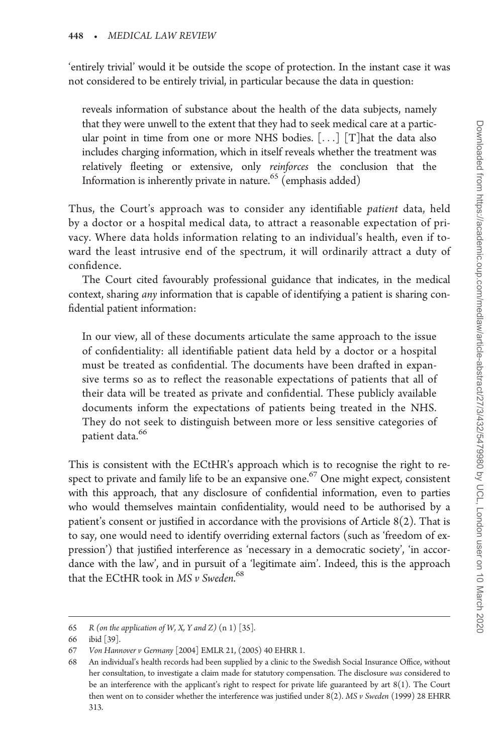'entirely trivial' would it be outside the scope of protection. In the instant case it was not considered to be entirely trivial, in particular because the data in question:

> reveals information of substance about the health of the data subjects, namely that they were unwell to the extent that they had to seek medical care at a particular point in time from one or more NHS bodies. [. . .] [T]hat the data also includes charging information, which in itself reveals whether the treatment was relatively fleeting or extensive, only *reinforces* the conclusion that the Information is inherently private in nature.[65] (emphasis added)

Thus, the Court's approach was to consider any identifiable *patient* data, held by a doctor or a hospital medical data, to attract a reasonable expectation of privacy. Where data holds information relating to an individual's health, even if toward the least intrusive end of the spectrum, it will ordinarily attract a duty of confidence.

The Court cited favourably professional guidance that indicates, in the medical context, sharing *any* information that is capable of identifying a patient is sharing confidential patient information:

> In our view, all of these documents articulate the same approach to the issue of confidentiality: all identifiable patient data held by a doctor or a hospital must be treated as confidential. The documents have been drafted in expansive terms so as to reflect the reasonable expectations of patients that all of their data will be treated as private and confidential. These publicly available documents inform the expectations of patients being treated in the NHS. They do not seek to distinguish between more or less sensitive categories of patient data.[66]

This is consistent with the ECtHR's approach which is to recognise the right to respect to private and family life to be an expansive one.[67] One might expect, consistent with this approach, that any disclosure of confidential information, even to parties who would themselves maintain confidentiality, would need to be authorised by a patient's consent or justified in accordance with the provisions of Article 8(2). That is to say, one would need to identify overriding external factors (such as 'freedom of expression') that justified interference as 'necessary in a democratic society', 'in accordance with the law', and in pursuit of a 'legitimate aim'. Indeed, this is the approach that the ECtHR took in *MS v Sweden*.[68]

---

65 *R (on the application of W, X, Y and Z)* (n 1) [35].

66 ibid [39].

67 *Von Hannover v Germany* [2004] EMLR 21, (2005) 40 EHRR 1.

68 An individual's health records had been supplied by a clinic to the Swedish Social Insurance Office, without her consultation, to investigate a claim made for statutory compensation. The disclosure *was* considered to be an interference with the applicant's right to respect for private life guaranteed by art 8(1). The Court then went on to consider whether the interference was justified under 8(2). *MS v Sweden* (1999) 28 EHRR 313.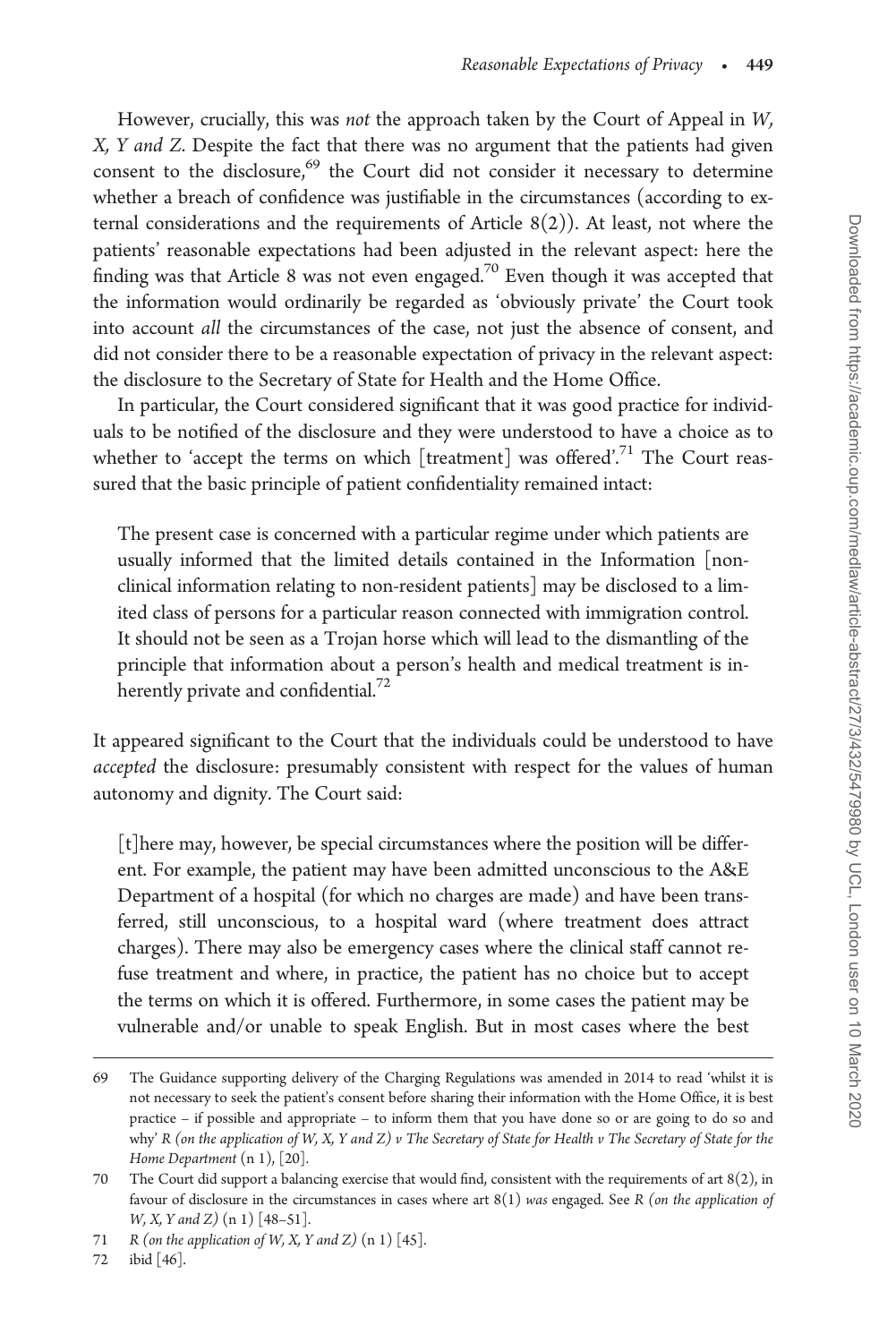However, crucially, this was *not* the approach taken by the Court of Appeal in *W, X, Y and Z*. Despite the fact that there was no argument that the patients had given consent to the disclosure,[69] the Court did not consider it necessary to determine whether a breach of confidence was justifiable in the circumstances (according to external considerations and the requirements of Article 8(2)). At least, not where the patients' reasonable expectations had been adjusted in the relevant aspect: here the finding was that Article 8 was not even engaged.[70] Even though it was accepted that the information would ordinarily be regarded as 'obviously private' the Court took into account *all* the circumstances of the case, not just the absence of consent, and did not consider there to be a reasonable expectation of privacy in the relevant aspect: the disclosure to the Secretary of State for Health and the Home Office.

In particular, the Court considered significant that it was good practice for individuals to be notified of the disclosure and they were understood to have a choice as to whether to 'accept the terms on which [treatment] was offered'.[71] The Court reassured that the basic principle of patient confidentiality remained intact:

> The present case is concerned with a particular regime under which patients are usually informed that the limited details contained in the Information [non-clinical information relating to non-resident patients] may be disclosed to a limited class of persons for a particular reason connected with immigration control. It should not be seen as a Trojan horse which will lead to the dismantling of the principle that information about a person's health and medical treatment is inherently private and confidential.[72]

It appeared significant to the Court that the individuals could be understood to have *accepted* the disclosure: presumably consistent with respect for the values of human autonomy and dignity. The Court said:

> [t]here may, however, be special circumstances where the position will be different. For example, the patient may have been admitted unconscious to the A&E Department of a hospital (for which no charges are made) and have been transferred, still unconscious, to a hospital ward (where treatment does attract charges). There may also be emergency cases where the clinical staff cannot refuse treatment and where, in practice, the patient has no choice but to accept the terms on which it is offered. Furthermore, in some cases the patient may be vulnerable and/or unable to speak English. But in most cases where the best

---

69 The Guidance supporting delivery of the Charging Regulations was amended in 2014 to read 'whilst it is not necessary to seek the patient's consent before sharing their information with the Home Office, it is best practice – if possible and appropriate – to inform them that you have done so or are going to do so and why' *R (on the application of W, X, Y and Z) v The Secretary of State for Health v The Secretary of State for the Home Department* (n 1), [20].

70 The Court did support a balancing exercise that would find, consistent with the requirements of art 8(2), in favour of disclosure in the circumstances in cases where art 8(1) *was* engaged. See *R (on the application of W, X, Y and Z)* (n 1) [48–51].

71 *R (on the application of W, X, Y and Z)* (n 1) [45].

72 ibid [46].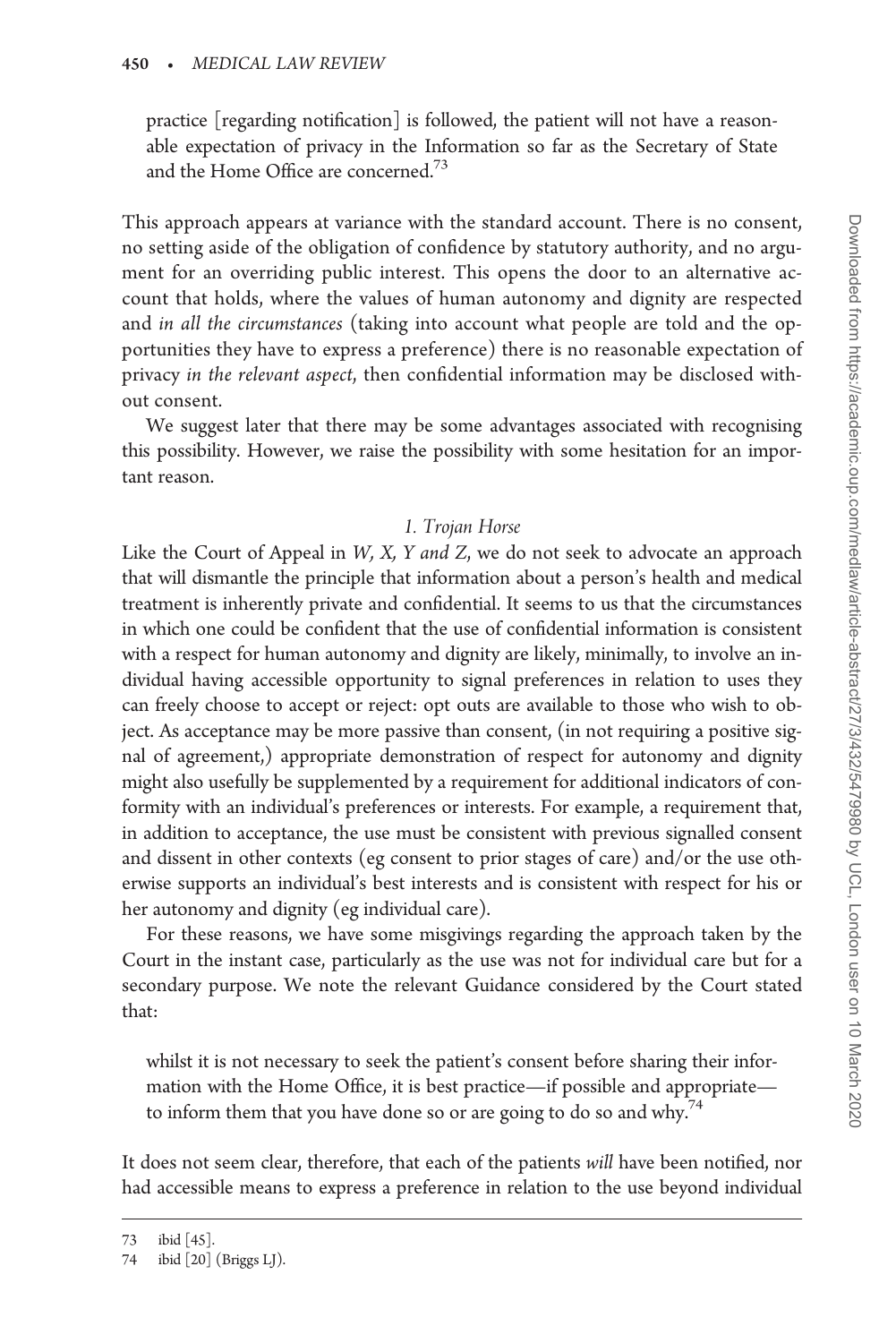practice [regarding notification] is followed, the patient will not have a reasonable expectation of privacy in the Information so far as the Secretary of State and the Home Office are concerned.[73]

This approach appears at variance with the standard account. There is no consent, no setting aside of the obligation of confidence by statutory authority, and no argument for an overriding public interest. This opens the door to an alternative account that holds, where the values of human autonomy and dignity are respected and *in all the circumstances* (taking into account what people are told and the opportunities they have to express a preference) there is no reasonable expectation of privacy *in the relevant aspect*, then confidential information may be disclosed without consent.

We suggest later that there may be some advantages associated with recognising this possibility. However, we raise the possibility with some hesitation for an important reason.

### *1. Trojan Horse*

Like the Court of Appeal in *W, X, Y and Z*, we do not seek to advocate an approach that will dismantle the principle that information about a person's health and medical treatment is inherently private and confidential. It seems to us that the circumstances in which one could be confident that the use of confidential information is consistent with a respect for human autonomy and dignity are likely, minimally, to involve an individual having accessible opportunity to signal preferences in relation to uses they can freely choose to accept or reject: opt outs are available to those who wish to object. As acceptance may be more passive than consent, (in not requiring a positive signal of agreement,) appropriate demonstration of respect for autonomy and dignity might also usefully be supplemented by a requirement for additional indicators of conformity with an individual's preferences or interests. For example, a requirement that, in addition to acceptance, the use must be consistent with previous signalled consent and dissent in other contexts (eg consent to prior stages of care) and/or the use otherwise supports an individual's best interests and is consistent with respect for his or her autonomy and dignity (eg individual care).

For these reasons, we have some misgivings regarding the approach taken by the Court in the instant case, particularly as the use was not for individual care but for a secondary purpose. We note the relevant Guidance considered by the Court stated that:

> whilst it is not necessary to seek the patient's consent before sharing their information with the Home Office, it is best practice—if possible and appropriate—to inform them that you have done so or are going to do so and why.[74]

It does not seem clear, therefore, that each of the patients *will* have been notified, nor had accessible means to express a preference in relation to the use beyond individual

---

73 ibid [45].

74 ibid [20] (Briggs LJ).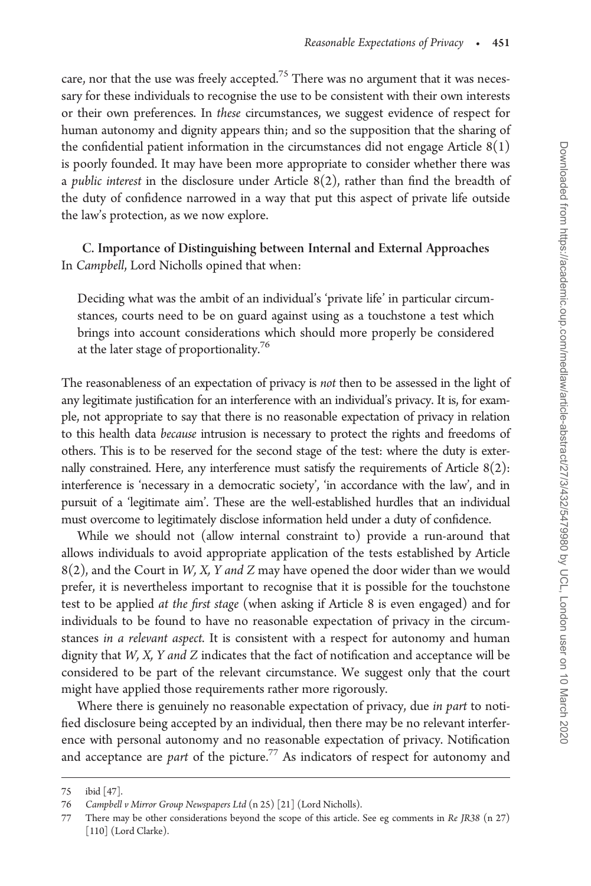care, nor that the use was freely accepted.[75] There was no argument that it was necessary for these individuals to recognise the use to be consistent with their own interests or their own preferences. In *these* circumstances, we suggest evidence of respect for human autonomy and dignity appears thin; and so the supposition that the sharing of the confidential patient information in the circumstances did not engage Article 8(1) is poorly founded. It may have been more appropriate to consider whether there was a *public interest* in the disclosure under Article 8(2), rather than find the breadth of the duty of confidence narrowed in a way that put this aspect of private life outside the law's protection, as we now explore.

### C. Importance of Distinguishing between Internal and External Approaches

In *Campbell*, Lord Nicholls opined that when:

> Deciding what was the ambit of an individual's 'private life' in particular circumstances, courts need to be on guard against using as a touchstone a test which brings into account considerations which should more properly be considered at the later stage of proportionality.[76]

The reasonableness of an expectation of privacy is *not* then to be assessed in the light of any legitimate justification for an interference with an individual's privacy. It is, for example, not appropriate to say that there is no reasonable expectation of privacy in relation to this health data *because* intrusion is necessary to protect the rights and freedoms of others. This is to be reserved for the second stage of the test: where the duty is externally constrained. Here, any interference must satisfy the requirements of Article 8(2): interference is 'necessary in a democratic society', 'in accordance with the law', and in pursuit of a 'legitimate aim'. These are the well-established hurdles that an individual must overcome to legitimately disclose information held under a duty of confidence.

While we should not (allow internal constraint to) provide a run-around that allows individuals to avoid appropriate application of the tests established by Article 8(2), and the Court in *W, X, Y and Z* may have opened the door wider than we would prefer, it is nevertheless important to recognise that it is possible for the touchstone test to be applied *at the first stage* (when asking if Article 8 is even engaged) and for individuals to be found to have no reasonable expectation of privacy in the circumstances *in a relevant aspect*. It is consistent with a respect for autonomy and human dignity that *W, X, Y and Z* indicates that the fact of notification and acceptance will be considered to be part of the relevant circumstance. We suggest only that the court might have applied those requirements rather more rigorously.

Where there is genuinely no reasonable expectation of privacy, due *in part* to notified disclosure being accepted by an individual, then there may be no relevant interference with personal autonomy and no reasonable expectation of privacy. Notification and acceptance are *part* of the picture.[77] As indicators of respect for autonomy and

---

75 ibid [47].

76 *Campbell v Mirror Group Newspapers Ltd* (n 25) [21] (Lord Nicholls).

77 There may be other considerations beyond the scope of this article. See eg comments in *Re JR38* (n 27) [110] (Lord Clarke).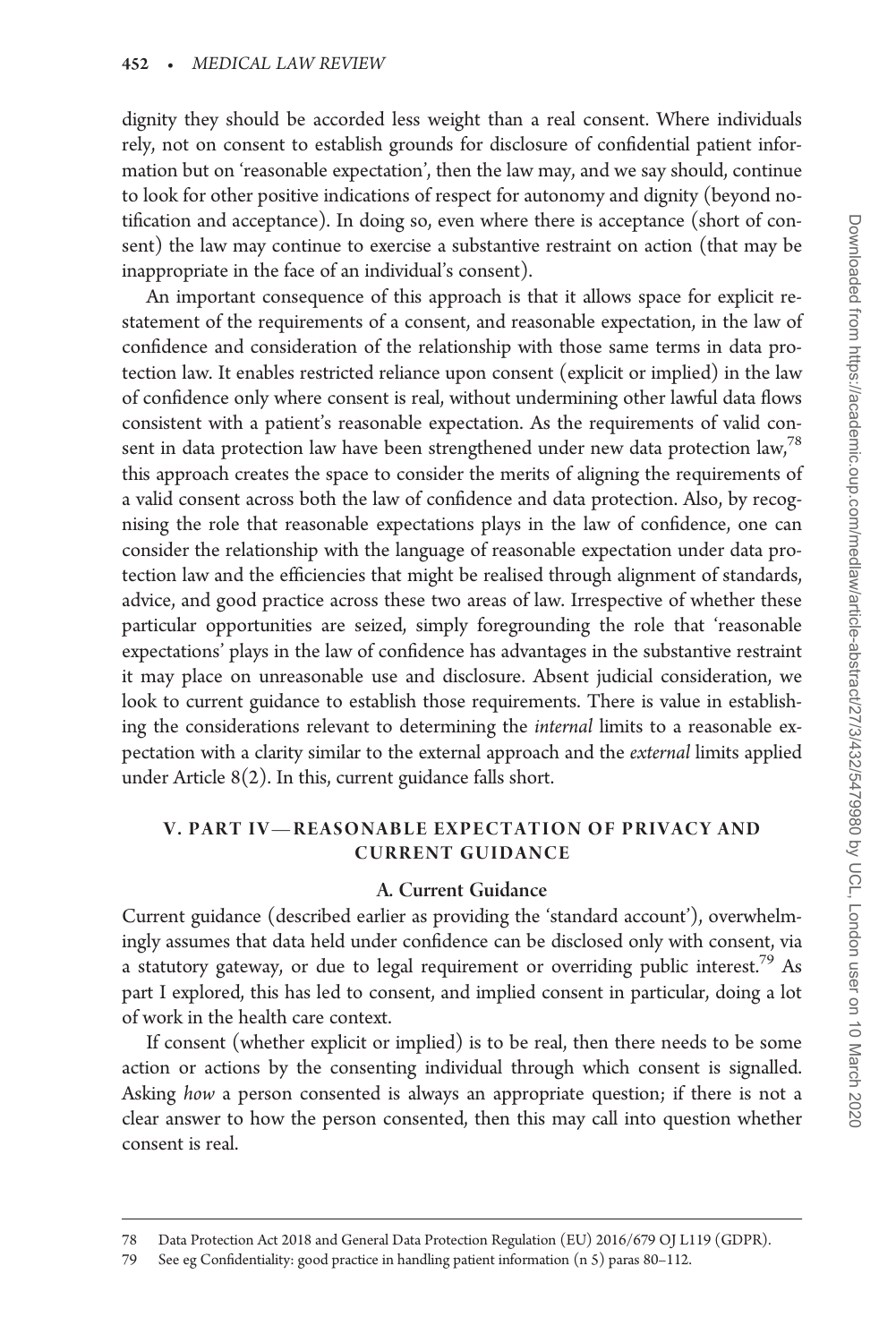dignity they should be accorded less weight than a real consent. Where individuals rely, not on consent to establish grounds for disclosure of confidential patient information but on 'reasonable expectation', then the law may, and we say should, continue to look for other positive indications of respect for autonomy and dignity (beyond notification and acceptance). In doing so, even where there is acceptance (short of consent) the law may continue to exercise a substantive restraint on action (that may be inappropriate in the face of an individual's consent).

An important consequence of this approach is that it allows space for explicit restatement of the requirements of a consent, and reasonable expectation, in the law of confidence and consideration of the relationship with those same terms in data protection law. It enables restricted reliance upon consent (explicit or implied) in the law of confidence only where consent is real, without undermining other lawful data flows consistent with a patient's reasonable expectation. As the requirements of valid consent in data protection law have been strengthened under new data protection law,[78] this approach creates the space to consider the merits of aligning the requirements of a valid consent across both the law of confidence and data protection. Also, by recognising the role that reasonable expectations plays in the law of confidence, one can consider the relationship with the language of reasonable expectation under data protection law and the efficiencies that might be realised through alignment of standards, advice, and good practice across these two areas of law. Irrespective of whether these particular opportunities are seized, simply foregrounding the role that 'reasonable expectations' plays in the law of confidence has advantages in the substantive restraint it may place on unreasonable use and disclosure. Absent judicial consideration, we look to current guidance to establish those requirements. There is value in establishing the considerations relevant to determining the *internal* limits to a reasonable expectation with a clarity similar to the external approach and the *external* limits applied under Article 8(2). In this, current guidance falls short.

## V. PART IV—REASONABLE EXPECTATION OF PRIVACY AND CURRENT GUIDANCE

### A. Current Guidance

Current guidance (described earlier as providing the 'standard account'), overwhelmingly assumes that data held under confidence can be disclosed only with consent, via a statutory gateway, or due to legal requirement or overriding public interest.[79] As part I explored, this has led to consent, and implied consent in particular, doing a lot of work in the health care context.

If consent (whether explicit or implied) is to be real, then there needs to be some action or actions by the consenting individual through which consent is signalled. Asking *how* a person consented is always an appropriate question; if there is not a clear answer to how the person consented, then this may call into question whether consent is real.

78 Data Protection Act 2018 and General Data Protection Regulation (EU) 2016/679 OJ L119 (GDPR).

79 See eg Confidentiality: good practice in handling patient information (n 5) paras 80–112.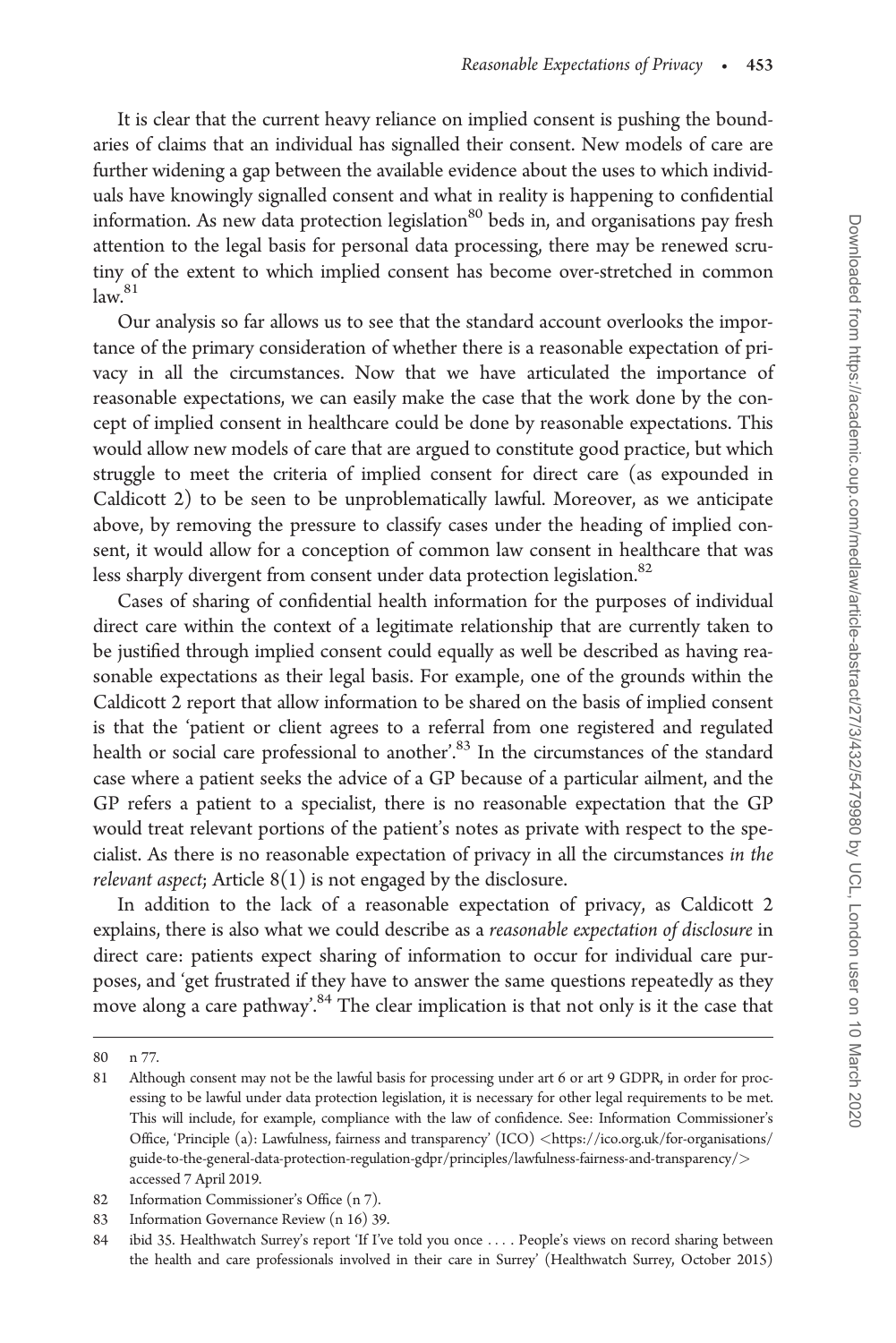It is clear that the current heavy reliance on implied consent is pushing the boundaries of claims that an individual has signalled their consent. New models of care are further widening a gap between the available evidence about the uses to which individuals have knowingly signalled consent and what in reality is happening to confidential information. As new data protection legislation[80] beds in, and organisations pay fresh attention to the legal basis for personal data processing, there may be renewed scrutiny of the extent to which implied consent has become over-stretched in common law.[81]

Our analysis so far allows us to see that the standard account overlooks the importance of the primary consideration of whether there is a reasonable expectation of privacy in all the circumstances. Now that we have articulated the importance of reasonable expectations, we can easily make the case that the work done by the concept of implied consent in healthcare could be done by reasonable expectations. This would allow new models of care that are argued to constitute good practice, but which struggle to meet the criteria of implied consent for direct care (as expounded in Caldicott 2) to be seen to be unproblematically lawful. Moreover, as we anticipate above, by removing the pressure to classify cases under the heading of implied consent, it would allow for a conception of common law consent in healthcare that was less sharply divergent from consent under data protection legislation.[82]

Cases of sharing of confidential health information for the purposes of individual direct care within the context of a legitimate relationship that are currently taken to be justified through implied consent could equally as well be described as having reasonable expectations as their legal basis. For example, one of the grounds within the Caldicott 2 report that allow information to be shared on the basis of implied consent is that the 'patient or client agrees to a referral from one registered and regulated health or social care professional to another'.[83] In the circumstances of the standard case where a patient seeks the advice of a GP because of a particular ailment, and the GP refers a patient to a specialist, there is no reasonable expectation that the GP would treat relevant portions of the patient's notes as private with respect to the specialist. As there is no reasonable expectation of privacy in all the circumstances *in the relevant aspect*; Article 8(1) is not engaged by the disclosure.

In addition to the lack of a reasonable expectation of privacy, as Caldicott 2 explains, there is also what we could describe as a *reasonable expectation of disclosure* in direct care: patients expect sharing of information to occur for individual care purposes, and 'get frustrated if they have to answer the same questions repeatedly as they move along a care pathway'.[84] The clear implication is that not only is it the case that

---

80 n 77.

81 Although consent may not be the lawful basis for processing under art 6 or art 9 GDPR, in order for processing to be lawful under data protection legislation, it is necessary for other legal requirements to be met. This will include, for example, compliance with the law of confidence. See: Information Commissioner's Office, 'Principle (a): Lawfulness, fairness and transparency' (ICO) <https://ico.org.uk/for-organisations/guide-to-the-general-data-protection-regulation-gdpr/principles/lawfulness-fairness-and-transparency/> accessed 7 April 2019.

82 Information Commissioner's Office (n 7).

83 Information Governance Review (n 16) 39.

84 ibid 35. Healthwatch Surrey's report 'If I've told you once . . . . People's views on record sharing between the health and care professionals involved in their care in Surrey' (Healthwatch Surrey, October 2015)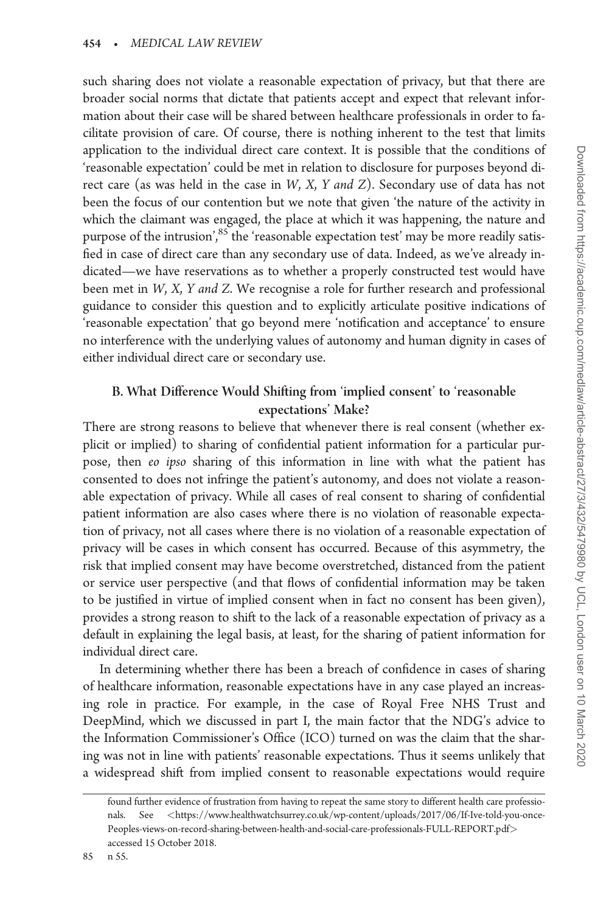such sharing does not violate a reasonable expectation of privacy, but that there are broader social norms that dictate that patients accept and expect that relevant information about their case will be shared between healthcare professionals in order to facilitate provision of care. Of course, there is nothing inherent to the test that limits application to the individual direct care context. It is possible that the conditions of 'reasonable expectation' could be met in relation to disclosure for purposes beyond direct care (as was held in the case in *W, X, Y and Z*). Secondary use of data has not been the focus of our contention but we note that given 'the nature of the activity in which the claimant was engaged, the place at which it was happening, the nature and purpose of the intrusion',[85] the 'reasonable expectation test' may be more readily satisfied in case of direct care than any secondary use of data. Indeed, as we've already indicated—we have reservations as to whether a properly constructed test would have been met in *W, X, Y and Z*. We recognise a role for further research and professional guidance to consider this question and to explicitly articulate positive indications of 'reasonable expectation' that go beyond mere 'notification and acceptance' to ensure no interference with the underlying values of autonomy and human dignity in cases of either individual direct care or secondary use.

### B. What Difference Would Shifting from 'implied consent' to 'reasonable expectations' Make?

There are strong reasons to believe that whenever there is real consent (whether explicit or implied) to sharing of confidential patient information for a particular purpose, then *eo ipso* sharing of this information in line with what the patient has consented to does not infringe the patient's autonomy, and does not violate a reasonable expectation of privacy. While all cases of real consent to sharing of confidential patient information are also cases where there is no violation of reasonable expectation of privacy, not all cases where there is no violation of a reasonable expectation of privacy will be cases in which consent has occurred. Because of this asymmetry, the risk that implied consent may have become overstretched, distanced from the patient or service user perspective (and that flows of confidential information may be taken to be justified in virtue of implied consent when in fact no consent has been given), provides a strong reason to shift to the lack of a reasonable expectation of privacy as a default in explaining the legal basis, at least, for the sharing of patient information for individual direct care.

In determining whether there has been a breach of confidence in cases of sharing of healthcare information, reasonable expectations have in any case played an increasing role in practice. For example, in the case of Royal Free NHS Trust and DeepMind, which we discussed in part I, the main factor that the NDG's advice to the Information Commissioner's Office (ICO) turned on was the claim that the sharing was not in line with patients' reasonable expectations. Thus it seems unlikely that a widespread shift from implied consent to reasonable expectations would require

---

found further evidence of frustration from having to repeat the same story to different health care professionals. See <https://www.healthwatchsurrey.co.uk/wp-content/uploads/2017/06/If-Ive-told-you-once-Peoples-views-on-record-sharing-between-health-and-social-care-professionals-FULL-REPORT.pdf> accessed 15 October 2018.

85 n 55.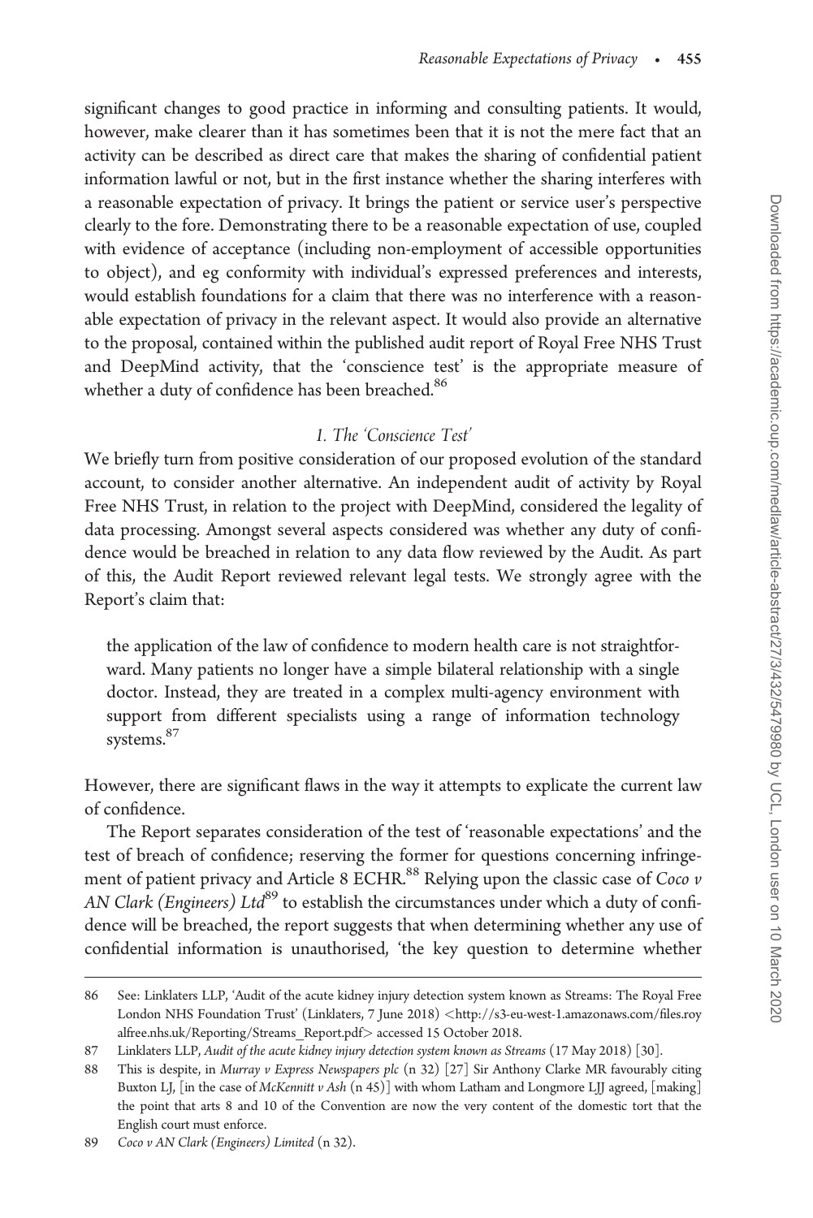significant changes to good practice in informing and consulting patients. It would, however, make clearer than it has sometimes been that it is not the mere fact that an activity can be described as direct care that makes the sharing of confidential patient information lawful or not, but in the first instance whether the sharing interferes with a reasonable expectation of privacy. It brings the patient or service user's perspective clearly to the fore. Demonstrating there to be a reasonable expectation of use, coupled with evidence of acceptance (including non-employment of accessible opportunities to object), and eg conformity with individual's expressed preferences and interests, would establish foundations for a claim that there was no interference with a reasonable expectation of privacy in the relevant aspect. It would also provide an alternative to the proposal, contained within the published audit report of Royal Free NHS Trust and DeepMind activity, that the 'conscience test' is the appropriate measure of whether a duty of confidence has been breached.[86]

### 1. The 'Conscience Test'

We briefly turn from positive consideration of our proposed evolution of the standard account, to consider another alternative. An independent audit of activity by Royal Free NHS Trust, in relation to the project with DeepMind, considered the legality of data processing. Amongst several aspects considered was whether any duty of confidence would be breached in relation to any data flow reviewed by the Audit. As part of this, the Audit Report reviewed relevant legal tests. We strongly agree with the Report's claim that:

> the application of the law of confidence to modern health care is not straightforward. Many patients no longer have a simple bilateral relationship with a single doctor. Instead, they are treated in a complex multi-agency environment with support from different specialists using a range of information technology systems.[87]

However, there are significant flaws in the way it attempts to explicate the current law of confidence.

The Report separates consideration of the test of 'reasonable expectations' and the test of breach of confidence; reserving the former for questions concerning infringement of patient privacy and Article 8 ECHR.[88] Relying upon the classic case of *Coco v AN Clark (Engineers) Ltd*[89] to establish the circumstances under which a duty of confidence will be breached, the report suggests that when determining whether any use of confidential information is unauthorised, 'the key question to determine whether

---

86 See: Linklaters LLP, 'Audit of the acute kidney injury detection system known as Streams: The Royal Free London NHS Foundation Trust' (Linklaters, 7 June 2018) <http://s3-eu-west-1.amazonaws.com/files.royalfree.nhs.uk/Reporting/Streams_Report.pdf> accessed 15 October 2018.

87 Linklaters LLP, *Audit of the acute kidney injury detection system known as Streams* (17 May 2018) [30].

88 This is despite, in *Murray v Express Newspapers plc* (n 32) [27] Sir Anthony Clarke MR favourably citing Buxton LJ, [in the case of *McKennitt v Ash* (n 45)] with whom Latham and Longmore LJJ agreed, [making] the point that arts 8 and 10 of the Convention are now the very content of the domestic tort that the English court must enforce.

89 *Coco v AN Clark (Engineers) Limited* (n 32).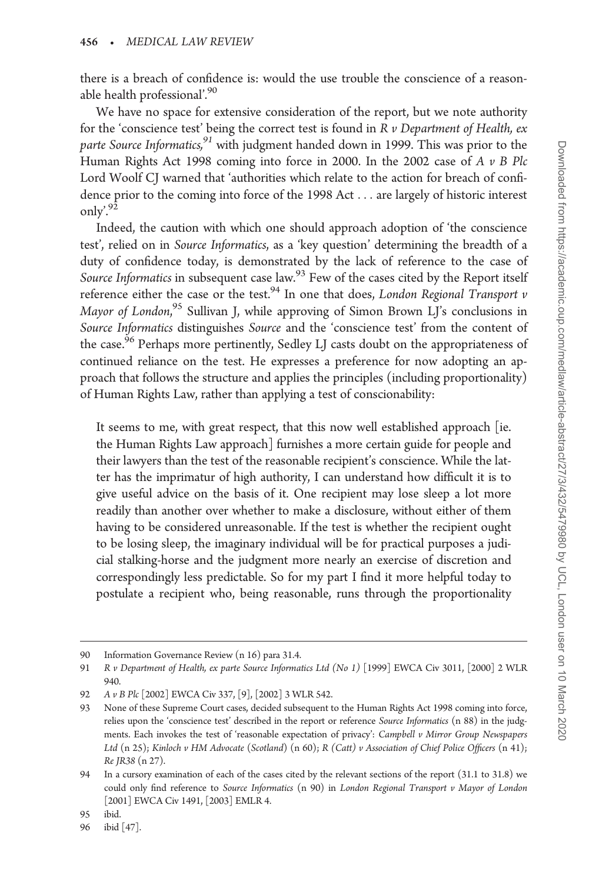there is a breach of confidence is: would the use trouble the conscience of a reasonable health professional'.[90]

We have no space for extensive consideration of the report, but we note authority for the 'conscience test' being the correct test is found in *R v Department of Health, ex parte Source Informatics,*[91] with judgment handed down in 1999. This was prior to the Human Rights Act 1998 coming into force in 2000. In the 2002 case of *A v B Plc* Lord Woolf CJ warned that 'authorities which relate to the action for breach of confidence prior to the coming into force of the 1998 Act . . . are largely of historic interest only'.[92]

Indeed, the caution with which one should approach adoption of 'the conscience test', relied on in *Source Informatics*, as a 'key question' determining the breadth of a duty of confidence today, is demonstrated by the lack of reference to the case of *Source Informatics* in subsequent case law.[93] Few of the cases cited by the Report itself reference either the case or the test.[94] In one that does, *London Regional Transport v Mayor of London*,[95] Sullivan J, while approving of Simon Brown LJ's conclusions in *Source Informatics* distinguishes *Source* and the 'conscience test' from the content of the case.[96] Perhaps more pertinently, Sedley LJ casts doubt on the appropriateness of continued reliance on the test. He expresses a preference for now adopting an approach that follows the structure and applies the principles (including proportionality) of Human Rights Law, rather than applying a test of conscionability:

> It seems to me, with great respect, that this now well established approach [ie. the Human Rights Law approach] furnishes a more certain guide for people and their lawyers than the test of the reasonable recipient's conscience. While the latter has the imprimatur of high authority, I can understand how difficult it is to give useful advice on the basis of it. One recipient may lose sleep a lot more readily than another over whether to make a disclosure, without either of them having to be considered unreasonable. If the test is whether the recipient ought to be losing sleep, the imaginary individual will be for practical purposes a judicial stalking-horse and the judgment more nearly an exercise of discretion and correspondingly less predictable. So for my part I find it more helpful today to postulate a recipient who, being reasonable, runs through the proportionality

---

90 Information Governance Review (n 16) para 31.4.

91 *R v Department of Health, ex parte Source Informatics Ltd (No 1)* [1999] EWCA Civ 3011, [2000] 2 WLR 940.

92 *A v B Plc* [2002] EWCA Civ 337, [9], [2002] 3 WLR 542.

93 None of these Supreme Court cases, decided subsequent to the Human Rights Act 1998 coming into force, relies upon the 'conscience test' described in the report or reference *Source Informatics* (n 88) in the judgments. Each invokes the test of 'reasonable expectation of privacy': *Campbell v Mirror Group Newspapers Ltd* (n 25); *Kinloch v HM Advocate (Scotland)* (n 60); *R (Catt) v Association of Chief Police Officers* (n 41); *Re JR38* (n 27).

94 In a cursory examination of each of the cases cited by the relevant sections of the report (31.1 to 31.8) we could only find reference to *Source Informatics* (n 90) in *London Regional Transport v Mayor of London* [2001] EWCA Civ 1491, [2003] EMLR 4.

95 ibid.

96 ibid [47].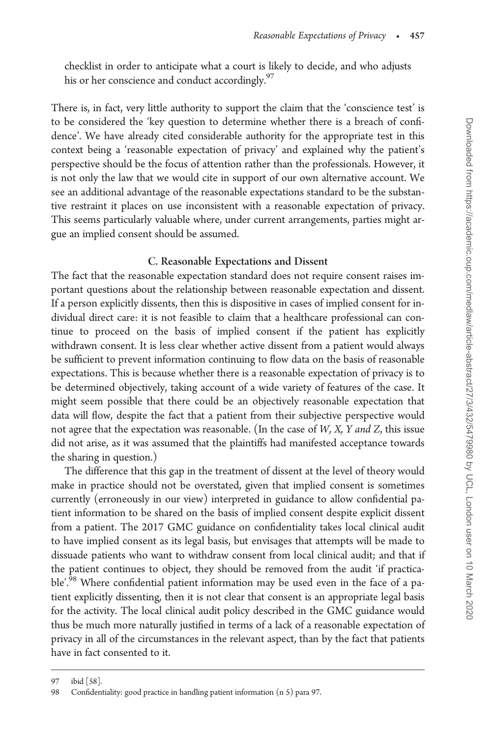checklist in order to anticipate what a court is likely to decide, and who adjusts his or her conscience and conduct accordingly.[97]

There is, in fact, very little authority to support the claim that the 'conscience test' is to be considered the 'key question to determine whether there is a breach of confidence'. We have already cited considerable authority for the appropriate test in this context being a 'reasonable expectation of privacy' and explained why the patient's perspective should be the focus of attention rather than the professionals. However, it is not only the law that we would cite in support of our own alternative account. We see an additional advantage of the reasonable expectations standard to be the substantive restraint it places on use inconsistent with a reasonable expectation of privacy. This seems particularly valuable where, under current arrangements, parties might argue an implied consent should be assumed.

### C. Reasonable Expectations and Dissent

The fact that the reasonable expectation standard does not require consent raises important questions about the relationship between reasonable expectation and dissent. If a person explicitly dissents, then this is dispositive in cases of implied consent for individual direct care: it is not feasible to claim that a healthcare professional can continue to proceed on the basis of implied consent if the patient has explicitly withdrawn consent. It is less clear whether active dissent from a patient would always be sufficient to prevent information continuing to flow data on the basis of reasonable expectations. This is because whether there is a reasonable expectation of privacy is to be determined objectively, taking account of a wide variety of features of the case. It might seem possible that there could be an objectively reasonable expectation that data will flow, despite the fact that a patient from their subjective perspective would not agree that the expectation was reasonable. (In the case of *W, X, Y and Z*, this issue did not arise, as it was assumed that the plaintiffs had manifested acceptance towards the sharing in question.)

The difference that this gap in the treatment of dissent at the level of theory would make in practice should not be overstated, given that implied consent is sometimes currently (erroneously in our view) interpreted in guidance to allow confidential patient information to be shared on the basis of implied consent despite explicit dissent from a patient. The 2017 GMC guidance on confidentiality takes local clinical audit to have implied consent as its legal basis, but envisages that attempts will be made to dissuade patients who want to withdraw consent from local clinical audit; and that if the patient continues to object, they should be removed from the audit 'if practicable'.[98] Where confidential patient information may be used even in the face of a patient explicitly dissenting, then it is not clear that consent is an appropriate legal basis for the activity. The local clinical audit policy described in the GMC guidance would thus be much more naturally justified in terms of a lack of a reasonable expectation of privacy in all of the circumstances in the relevant aspect, than by the fact that patients have in fact consented to it.

---

97 ibid [58].

98 Confidentiality: good practice in handling patient information (n 5) para 97.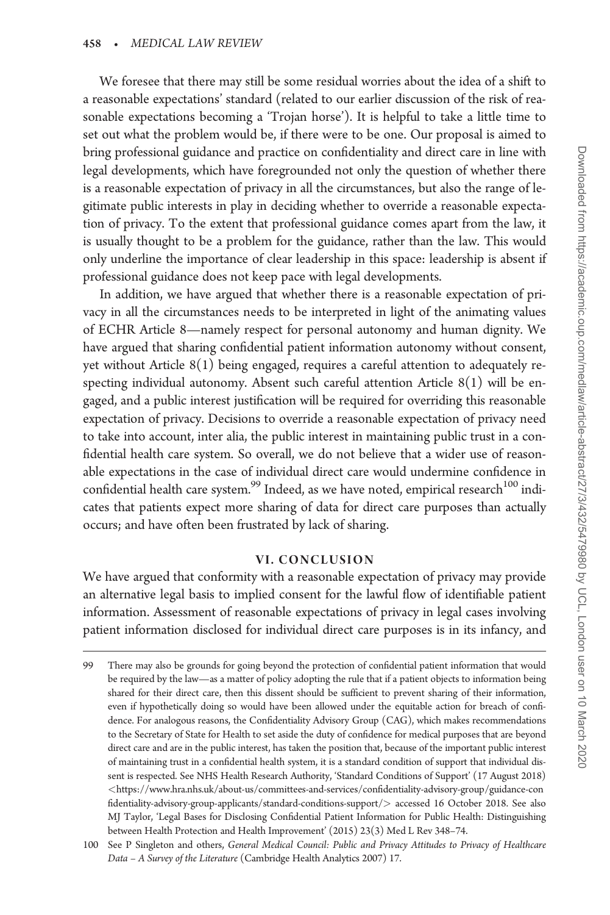We foresee that there may still be some residual worries about the idea of a shift to a reasonable expectations' standard (related to our earlier discussion of the risk of reasonable expectations becoming a 'Trojan horse'). It is helpful to take a little time to set out what the problem would be, if there were to be one. Our proposal is aimed to bring professional guidance and practice on confidentiality and direct care in line with legal developments, which have foregrounded not only the question of whether there is a reasonable expectation of privacy in all the circumstances, but also the range of legitimate public interests in play in deciding whether to override a reasonable expectation of privacy. To the extent that professional guidance comes apart from the law, it is usually thought to be a problem for the guidance, rather than the law. This would only underline the importance of clear leadership in this space: leadership is absent if professional guidance does not keep pace with legal developments.

In addition, we have argued that whether there is a reasonable expectation of privacy in all the circumstances needs to be interpreted in light of the animating values of ECHR Article 8—namely respect for personal autonomy and human dignity. We have argued that sharing confidential patient information autonomy without consent, yet without Article 8(1) being engaged, requires a careful attention to adequately respecting individual autonomy. Absent such careful attention Article 8(1) will be engaged, and a public interest justification will be required for overriding this reasonable expectation of privacy. Decisions to override a reasonable expectation of privacy need to take into account, inter alia, the public interest in maintaining public trust in a confidential health care system. So overall, we do not believe that a wider use of reasonable expectations in the case of individual direct care would undermine confidence in confidential health care system.[99] Indeed, as we have noted, empirical research[100] indicates that patients expect more sharing of data for direct care purposes than actually occurs; and have often been frustrated by lack of sharing.

## VI. CONCLUSION

We have argued that conformity with a reasonable expectation of privacy may provide an alternative legal basis to implied consent for the lawful flow of identifiable patient information. Assessment of reasonable expectations of privacy in legal cases involving patient information disclosed for individual direct care purposes is in its infancy, and

---

99 There may also be grounds for going beyond the protection of confidential patient information that would be required by the law—as a matter of policy adopting the rule that if a patient objects to information being shared for their direct care, then this dissent should be sufficient to prevent sharing of their information, even if hypothetically doing so would have been allowed under the equitable action for breach of confidence. For analogous reasons, the Confidentiality Advisory Group (CAG), which makes recommendations to the Secretary of State for Health to set aside the duty of confidence for medical purposes that are beyond direct care and are in the public interest, has taken the position that, because of the important public interest of maintaining trust in a confidential health system, it is a standard condition of support that individual dissent is respected. See NHS Health Research Authority, 'Standard Conditions of Support' (17 August 2018) <https://www.hra.nhs.uk/about-us/committees-and-services/confidentiality-advisory-group/guidance-confidentiality-advisory-group-applicants/standard-conditions-support/> accessed 16 October 2018. See also MJ Taylor, 'Legal Bases for Disclosing Confidential Patient Information for Public Health: Distinguishing between Health Protection and Health Improvement' (2015) 23(3) Med L Rev 348–74.

100 See P Singleton and others, *General Medical Council: Public and Privacy Attitudes to Privacy of Healthcare Data – A Survey of the Literature* (Cambridge Health Analytics 2007) 17.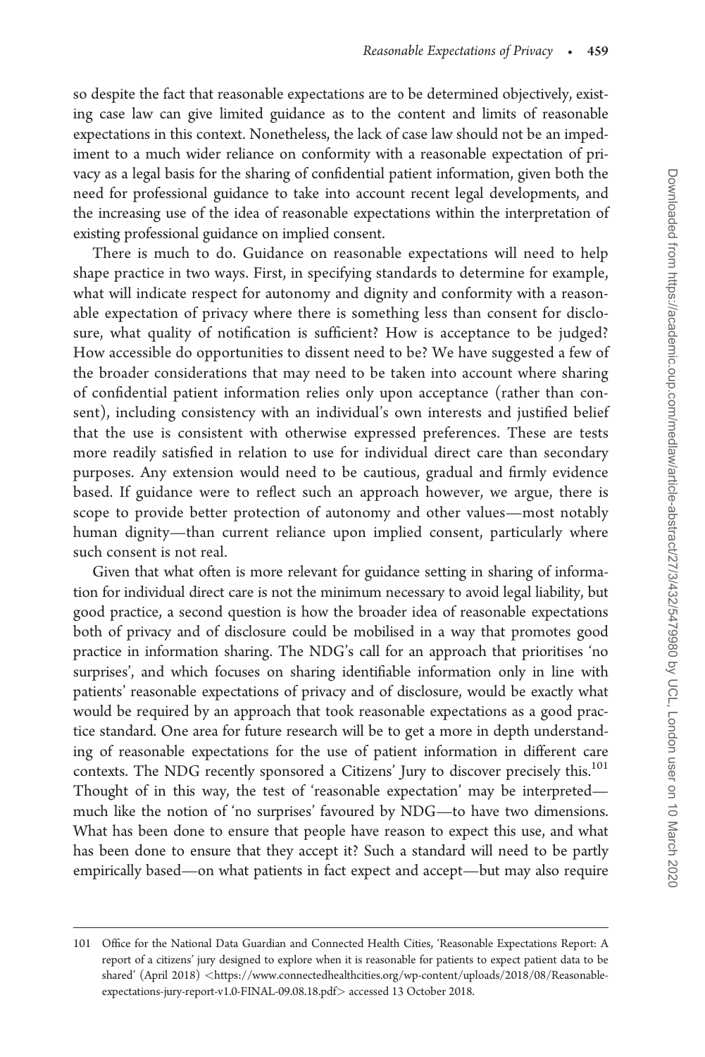so despite the fact that reasonable expectations are to be determined objectively, existing case law can give limited guidance as to the content and limits of reasonable expectations in this context. Nonetheless, the lack of case law should not be an impediment to a much wider reliance on conformity with a reasonable expectation of privacy as a legal basis for the sharing of confidential patient information, given both the need for professional guidance to take into account recent legal developments, and the increasing use of the idea of reasonable expectations within the interpretation of existing professional guidance on implied consent.

There is much to do. Guidance on reasonable expectations will need to help shape practice in two ways. First, in specifying standards to determine for example, what will indicate respect for autonomy and dignity and conformity with a reasonable expectation of privacy where there is something less than consent for disclosure, what quality of notification is sufficient? How is acceptance to be judged? How accessible do opportunities to dissent need to be? We have suggested a few of the broader considerations that may need to be taken into account where sharing of confidential patient information relies only upon acceptance (rather than consent), including consistency with an individual's own interests and justified belief that the use is consistent with otherwise expressed preferences. These are tests more readily satisfied in relation to use for individual direct care than secondary purposes. Any extension would need to be cautious, gradual and firmly evidence based. If guidance were to reflect such an approach however, we argue, there is scope to provide better protection of autonomy and other values—most notably human dignity—than current reliance upon implied consent, particularly where such consent is not real.

Given that what often is more relevant for guidance setting in sharing of information for individual direct care is not the minimum necessary to avoid legal liability, but good practice, a second question is how the broader idea of reasonable expectations both of privacy and of disclosure could be mobilised in a way that promotes good practice in information sharing. The NDG's call for an approach that prioritises 'no surprises', and which focuses on sharing identifiable information only in line with patients' reasonable expectations of privacy and of disclosure, would be exactly what would be required by an approach that took reasonable expectations as a good practice standard. One area for future research will be to get a more in depth understanding of reasonable expectations for the use of patient information in different care contexts. The NDG recently sponsored a Citizens' Jury to discover precisely this.[101] Thought of in this way, the test of 'reasonable expectation' may be interpreted—much like the notion of 'no surprises' favoured by NDG—to have two dimensions. What has been done to ensure that people have reason to expect this use, and what has been done to ensure that they accept it? Such a standard will need to be partly empirically based—on what patients in fact expect and accept—but may also require

101 Office for the National Data Guardian and Connected Health Cities, 'Reasonable Expectations Report: A report of a citizens' jury designed to explore when it is reasonable for patients to expect patient data to be shared' (April 2018) <https://www.connectedhealthcities.org/wp-content/uploads/2018/08/Reasonable-expectations-jury-report-v1.0-FINAL-09.08.18.pdf> accessed 13 October 2018.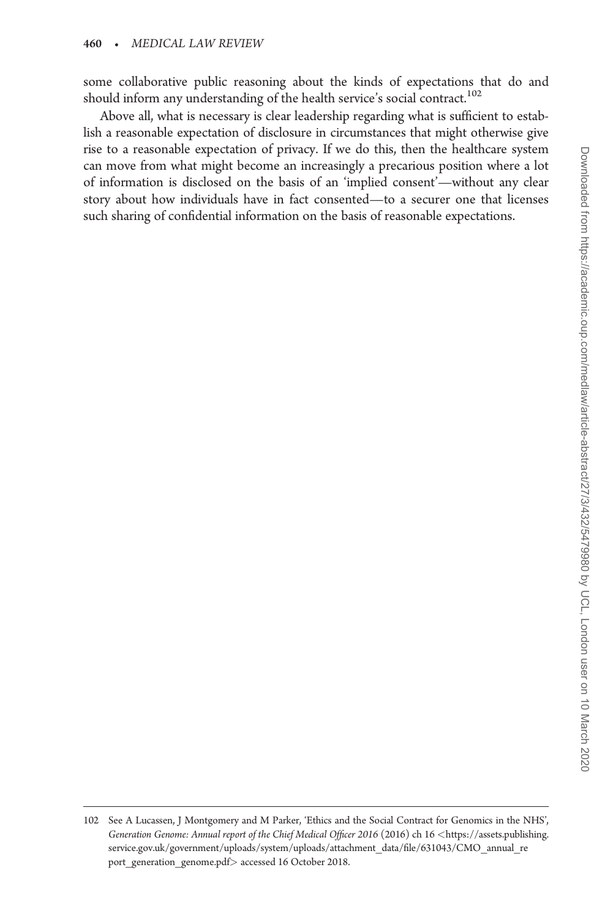some collaborative public reasoning about the kinds of expectations that do and should inform any understanding of the health service's social contract.[102]

Above all, what is necessary is clear leadership regarding what is sufficient to establish a reasonable expectation of disclosure in circumstances that might otherwise give rise to a reasonable expectation of privacy. If we do this, then the healthcare system can move from what might become an increasingly a precarious position where a lot of information is disclosed on the basis of an 'implied consent'—without any clear story about how individuals have in fact consented—to a securer one that licenses such sharing of confidential information on the basis of reasonable expectations.

102 See A Lucassen, J Montgomery and M Parker, 'Ethics and the Social Contract for Genomics in the NHS', *Generation Genome: Annual report of the Chief Medical Officer 2016* (2016) ch 16 <https://assets.publishing.service.gov.uk/government/uploads/system/uploads/attachment_data/file/631043/CMO_annual_report_generation_genome.pdf> accessed 16 October 2018.